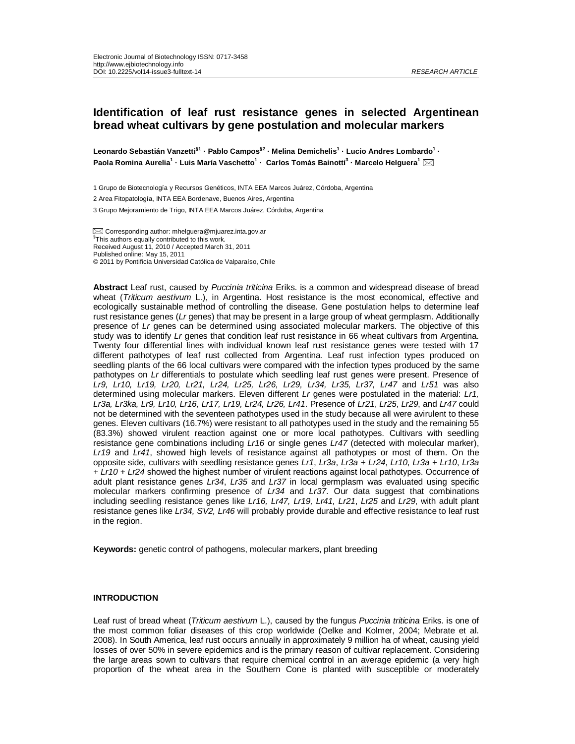Electronic Journal of Biotechnology ISSN: 0717-3458
http://www.ejbiotechnology.info
DOI: 10.2225/vol14-issue3-fulltext-14

*RESEARCH ARTICLE*

# Identification of leaf rust resistance genes in selected Argentinean bread wheat cultivars by gene postulation and molecular markers

**Leonardo Sebastián Vanzetti[§1] · Pablo Campos[§2] · Melina Demichelis[1] · Lucio Andres Lombardo[1] · Paola Romina Aurelia[1] · Luis María Vaschetto[1] · Carlos Tomás Bainotti[3] · Marcelo Helguera[1]**

1 Grupo de Biotecnología y Recursos Genéticos, INTA EEA Marcos Juárez, Córdoba, Argentina

2 Area Fitopatología, INTA EEA Bordenave, Buenos Aires, Argentina

3 Grupo Mejoramiento de Trigo, INTA EEA Marcos Juárez, Córdoba, Argentina

Corresponding author: mhelguera@mjuarez.inta.gov.ar
[§]This authors equally contributed to this work.
Received August 11, 2010 / Accepted March 31, 2011
Published online: May 15, 2011
© 2011 by Pontificia Universidad Católica de Valparaíso, Chile

**Abstract** Leaf rust, caused by *Puccinia triticina* Eriks. is a common and widespread disease of bread wheat (*Triticum aestivum* L.), in Argentina. Host resistance is the most economical, effective and ecologically sustainable method of controlling the disease. Gene postulation helps to determine leaf rust resistance genes (*Lr* genes) that may be present in a large group of wheat germplasm. Additionally presence of *Lr* genes can be determined using associated molecular markers. The objective of this study was to identify *Lr* genes that condition leaf rust resistance in 66 wheat cultivars from Argentina. Twenty four differential lines with individual known leaf rust resistance genes were tested with 17 different pathotypes of leaf rust collected from Argentina. Leaf rust infection types produced on seedling plants of the 66 local cultivars were compared with the infection types produced by the same pathotypes on *Lr* differentials to postulate which seedling leaf rust genes were present. Presence of *Lr9, Lr10, Lr19, Lr20, Lr21, Lr24, Lr25, Lr26, Lr29, Lr34, Lr35, Lr37, Lr47* and *Lr51* was also determined using molecular markers. Eleven different *Lr* genes were postulated in the material: *Lr1, Lr3a, Lr3ka, Lr9, Lr10, Lr16, Lr17, Lr19, Lr24, Lr26, Lr41*. Presence of *Lr21*, *Lr25*, *Lr29*, and *Lr47* could not be determined with the seventeen pathotypes used in the study because all were avirulent to these genes. Eleven cultivars (16.7%) were resistant to all pathotypes used in the study and the remaining 55 (83.3%) showed virulent reaction against one or more local pathotypes. Cultivars with seedling resistance gene combinations including *Lr16* or single genes *Lr47* (detected with molecular marker), *Lr19* and *Lr41*, showed high levels of resistance against all pathotypes or most of them. On the opposite side, cultivars with seedling resistance genes *Lr1*, *Lr3a*, *Lr3a + Lr24*, *Lr10*, *Lr3a + Lr10*, *Lr3a + Lr10 + Lr24* showed the highest number of virulent reactions against local pathotypes. Occurrence of adult plant resistance genes *Lr34*, *Lr35* and *Lr37* in local germplasm was evaluated using specific molecular markers confirming presence of *Lr34* and *Lr37*. Our data suggest that combinations including seedling resistance genes like *Lr16, Lr47, Lr19, Lr41, Lr21*, *Lr25* and *Lr29*, with adult plant resistance genes like *Lr34, SV2, Lr46* will probably provide durable and effective resistance to leaf rust in the region.

**Keywords:** genetic control of pathogens, molecular markers, plant breeding

## INTRODUCTION

Leaf rust of bread wheat (*Triticum aestivum* L.), caused by the fungus *Puccinia triticina* Eriks. is one of the most common foliar diseases of this crop worldwide (Oelke and Kolmer, 2004; Mebrate et al. 2008). In South America, leaf rust occurs annually in approximately 9 million ha of wheat, causing yield losses of over 50% in severe epidemics and is the primary reason of cultivar replacement. Considering the large areas sown to cultivars that require chemical control in an average epidemic (a very high proportion of the wheat area in the Southern Cone is planted with susceptible or moderately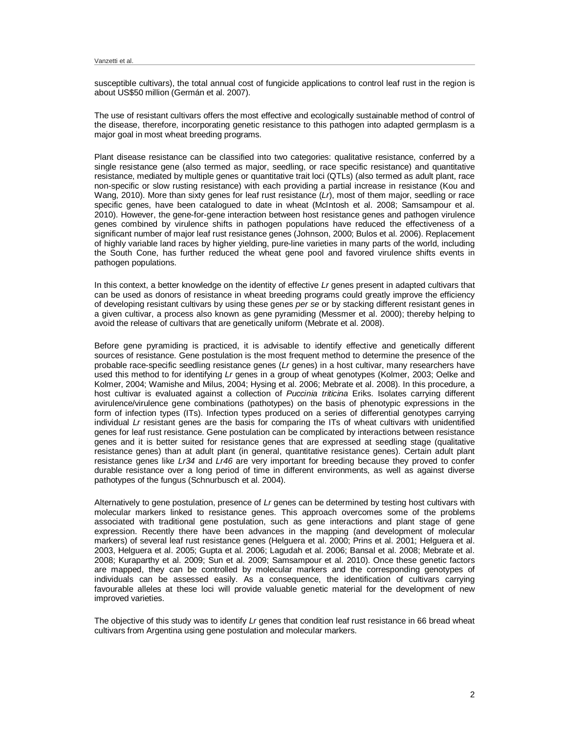susceptible cultivars), the total annual cost of fungicide applications to control leaf rust in the region is about US$50 million (Germán et al. 2007).

The use of resistant cultivars offers the most effective and ecologically sustainable method of control of the disease, therefore, incorporating genetic resistance to this pathogen into adapted germplasm is a major goal in most wheat breeding programs.

Plant disease resistance can be classified into two categories: qualitative resistance, conferred by a single resistance gene (also termed as major, seedling, or race specific resistance) and quantitative resistance, mediated by multiple genes or quantitative trait loci (QTLs) (also termed as adult plant, race non-specific or slow rusting resistance) with each providing a partial increase in resistance (Kou and Wang, 2010). More than sixty genes for leaf rust resistance (*Lr*), most of them major, seedling or race specific genes, have been catalogued to date in wheat (McIntosh et al. 2008; Samsampour et al. 2010). However, the gene-for-gene interaction between host resistance genes and pathogen virulence genes combined by virulence shifts in pathogen populations have reduced the effectiveness of a significant number of major leaf rust resistance genes (Johnson, 2000; Bulos et al. 2006). Replacement of highly variable land races by higher yielding, pure-line varieties in many parts of the world, including the South Cone, has further reduced the wheat gene pool and favored virulence shifts events in pathogen populations.

In this context, a better knowledge on the identity of effective *Lr* genes present in adapted cultivars that can be used as donors of resistance in wheat breeding programs could greatly improve the efficiency of developing resistant cultivars by using these genes *per se* or by stacking different resistant genes in a given cultivar, a process also known as gene pyramiding (Messmer et al. 2000); thereby helping to avoid the release of cultivars that are genetically uniform (Mebrate et al. 2008).

Before gene pyramiding is practiced, it is advisable to identify effective and genetically different sources of resistance. Gene postulation is the most frequent method to determine the presence of the probable race-specific seedling resistance genes (*Lr* genes) in a host cultivar, many researchers have used this method to for identifying *Lr* genes in a group of wheat genotypes (Kolmer, 2003; Oelke and Kolmer, 2004; Wamishe and Milus, 2004; Hysing et al. 2006; Mebrate et al. 2008). In this procedure, a host cultivar is evaluated against a collection of *Puccinia triticina* Eriks. Isolates carrying different avirulence/virulence gene combinations (pathotypes) on the basis of phenotypic expressions in the form of infection types (ITs). Infection types produced on a series of differential genotypes carrying individual *Lr* resistant genes are the basis for comparing the ITs of wheat cultivars with unidentified genes for leaf rust resistance. Gene postulation can be complicated by interactions between resistance genes and it is better suited for resistance genes that are expressed at seedling stage (qualitative resistance genes) than at adult plant (in general, quantitative resistance genes). Certain adult plant resistance genes like *Lr34* and *Lr46* are very important for breeding because they proved to confer durable resistance over a long period of time in different environments, as well as against diverse pathotypes of the fungus (Schnurbusch et al. 2004).

Alternatively to gene postulation, presence of *Lr* genes can be determined by testing host cultivars with molecular markers linked to resistance genes. This approach overcomes some of the problems associated with traditional gene postulation, such as gene interactions and plant stage of gene expression. Recently there have been advances in the mapping (and development of molecular markers) of several leaf rust resistance genes (Helguera et al. 2000; Prins et al. 2001; Helguera et al. 2003, Helguera et al. 2005; Gupta et al. 2006; Lagudah et al. 2006; Bansal et al. 2008; Mebrate et al. 2008; Kuraparthy et al. 2009; Sun et al. 2009; Samsampour et al. 2010). Once these genetic factors are mapped, they can be controlled by molecular markers and the corresponding genotypes of individuals can be assessed easily. As a consequence, the identification of cultivars carrying favourable alleles at these loci will provide valuable genetic material for the development of new improved varieties.

The objective of this study was to identify *Lr* genes that condition leaf rust resistance in 66 bread wheat cultivars from Argentina using gene postulation and molecular markers.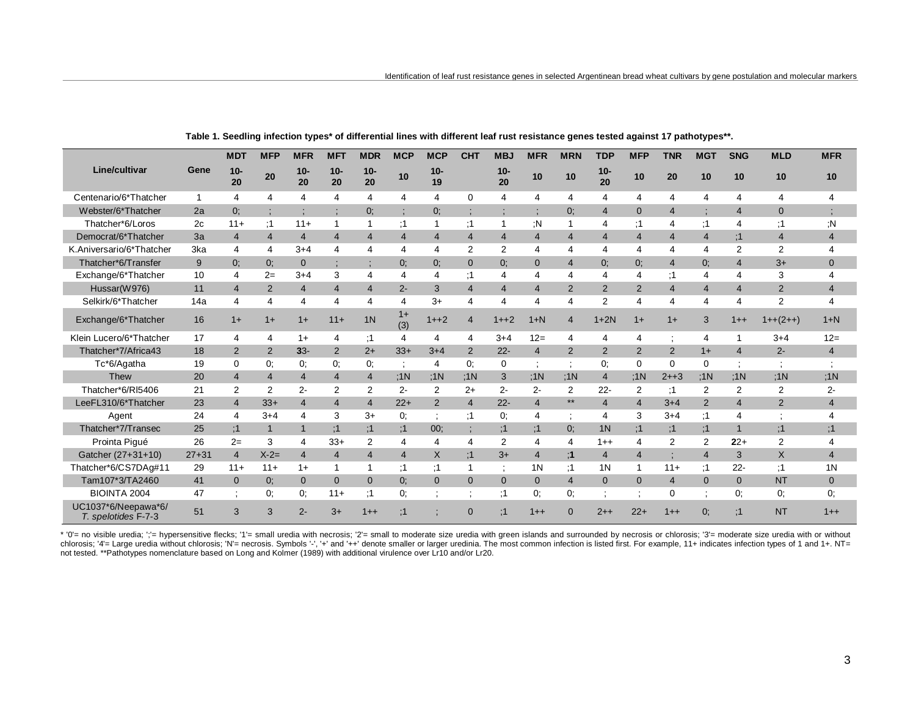**Table 1. Seedling infection types* of differential lines with different leaf rust resistance genes tested against 17 pathotypes**.**

| Line/cultivar | Gene | MDT 10-20 | MFP 20 | MFR 10-20 | MFT 10-20 | MDR 10-20 | MCP 10 | MCP 10-19 | CHT | MBJ 10-20 | MFR 10 | MRN 10 | TDP 10-20 | MFP 10 | TNR 20 | MGT 10 | SNG 10 | MLD 10 | MFR 10 |
|---|---|---|---|---|---|---|---|---|---|---|---|---|---|---|---|---|---|---|---|
| Centenario/6*Thatcher | 1 | 4 | 4 | 4 | 4 | 4 | 4 | 4 | 0 | 4 | 4 | 4 | 4 | 4 | 4 | 4 | 4 | 4 | 4 |
| Webster/6*Thatcher | 2a | 0; | ; | ; | ; | 0; | ; | 0; | ; | ; | ; | 0; | 4 | 0 | 4 | ; | 4 | 0 | ; |
| Thatcher*6/Loros | 2c | 11+ | ;1 | 11+ | 1 | 1 | ;1 | 1 | ;1 | 1 | ;N | 1 | 4 | ;1 | 4 | ;1 | 4 | ;1 | ;N |
| Democrat/6*Thatcher | 3a | 4 | 4 | 4 | 4 | 4 | 4 | 4 | 4 | 4 | 4 | 4 | 4 | 4 | 4 | 4 | ;1 | 4 | 4 |
| K.Aniversario/6*Thatcher | 3ka | 4 | 4 | 3+4 | 4 | 4 | 4 | 4 | 2 | 2 | 4 | 4 | 4 | 4 | 4 | 4 | 2 | 2 | 4 |
| Thatcher*6/Transfer | 9 | 0; | 0; | 0 | ; | ; | 0; | 0; | 0 | 0; | 0 | 4 | 0; | 0; | 4 | 0; | 4 | 3+ | 0 |
| Exchange/6*Thatcher | 10 | 4 | 2= | 3+4 | 3 | 4 | 4 | 4 | ;1 | 4 | 4 | 4 | 4 | 4 | ;1 | 4 | 4 | 3 | 4 |
| Hussar(W976) | 11 | 4 | 2 | 4 | 4 | 4 | 2- | 3 | 4 | 4 | 4 | 2 | 2 | 2 | 4 | 4 | 4 | 2 | 4 |
| Selkirk/6*Thatcher | 14a | 4 | 4 | 4 | 4 | 4 | 4 | 3+ | 4 | 4 | 4 | 4 | 2 | 4 | 4 | 4 | 4 | 2 | 4 |
| Exchange/6*Thatcher | 16 | 1+ | 1+ | 1+ | 11+ | 1N | 1+ (3) | 1++2 | 4 | 1++2 | 1+N | 4 | 1+2N | 1+ | 1+ | 3 | 1++ | 1++(2++) | 1+N |
| Klein Lucero/6*Thatcher | 17 | 4 | 4 | 1+ | 4 | ;1 | 4 | 4 | 4 | 3+4 | 12= | 4 | 4 | 4 | ; | 4 | 1 | 3+4 | 12= |
| Thatcher*7/Africa43 | 18 | 2 | 2 | **3**3- | 2 | 2+ | 33+ | 3+4 | 2 | 22- | 4 | 2 | 2 | 2 | 2 | 1+ | 4 | 2- | 4 |
| Tc*6/Agatha | 19 | 0 | 0; | 0; | 0; | 0; | ; | 4 | 0; | 0 | ; | ; | 0; | 0 | 0 | 0 | ; | ; | ; |
| Thew | 20 | 4 | 4 | 4 | 4 | 4 | ;1N | ;1N | ;1N | 3 | ;1N | ;1N | 4 | ;1N | 2++3 | ;1N | ;1N | ;1N | ;1N |
| Thatcher*6/RI5406 | 21 | 2 | 2 | 2- | 2 | 2 | 2- | 2 | 2+ | 2- | 2- | 2 | 22- | 2 | ;1 | 2 | 2 | 2 | 2- |
| LeeFL310/6*Thatcher | 23 | 4 | 33+ | 4 | 4 | 4 | 22+ | 2 | 4 | 22- | 4 | ** | 4 | 4 | 3+4 | 2 | 4 | 2 | 4 |
| Agent | 24 | 4 | 3+4 | 4 | 3 | 3+ | 0; | ; | ;1 | 0; | 4 | ; | 4 | 3 | 3+4 | ;1 | 4 | ; | 4 |
| Thatcher*7/Transec | 25 | ;1 | 1 | 1 | ;1 | ;1 | ;1 | 00; | ; | ;1 | ;1 | 0; | 1N | ;1 | ;1 | ;1 | 1 | ;1 | ;1 |
| Prointa Pigué | 26 | 2= | 3 | 4 | 33+ | 2 | 4 | 4 | 4 | 2 | 4 | 4 | 1++ | 4 | 2 | 2 | **2**2+ | 2 | 4 |
| Gatcher (27+31+10) | 27+31 | 4 | X-2= | 4 | 4 | 4 | 4 | X | ;1 | 3+ | 4 | ;**1** | 4 | 4 | ; | 4 | 3 | X | 4 |
| Thatcher*6/CS7DAg#11 | 29 | 11+ | 11+ | 1+ | 1 | 1 | ;1 | ;1 | 1 | ; | 1N | ;1 | 1N | 1 | 11+ | ;1 | 22- | ;1 | 1N |
| Tam107*3/TA2460 | 41 | 0 | 0; | 0 | 0 | 0 | 0; | 0 | 0 | 0 | 0 | 4 | 0 | 0 | 4 | 0 | 0 | NT | 0 |
| BIOINTA 2004 | 47 | ; | 0; | 0; | 11+ | ;1 | 0; | ; | ; | ;1 | 0; | 0; | ; | ; | 0 | ; | 0; | 0; | 0; |
| UC1037*6/Neepawa*6/ *T. spelotides* F-7-3 | 51 | 3 | 3 | 2- | 3+ | 1++ | ;1 | ; | 0 | ;1 | 1++ | 0 | 2++ | 22+ | 1++ | 0; | ;1 | NT | 1++ |

* '0'= no visible uredia; ';'= hypersensitive flecks; '1'= small uredia with necrosis; '2'= small to moderate size uredia with green islands and surrounded by necrosis or chlorosis; '3'= moderate size uredia with or without chlorosis; '4'= Large uredia without chlorosis; 'N'= necrosis. Symbols '-', '+' and '++' denote smaller or larger uredinia. The most common infection is listed first. For example, 11+ indicates infection types of 1 and 1+. NT= not tested. **Pathotypes nomenclature based on Long and Kolmer (1989) with additional virulence over Lr10 and/or Lr20.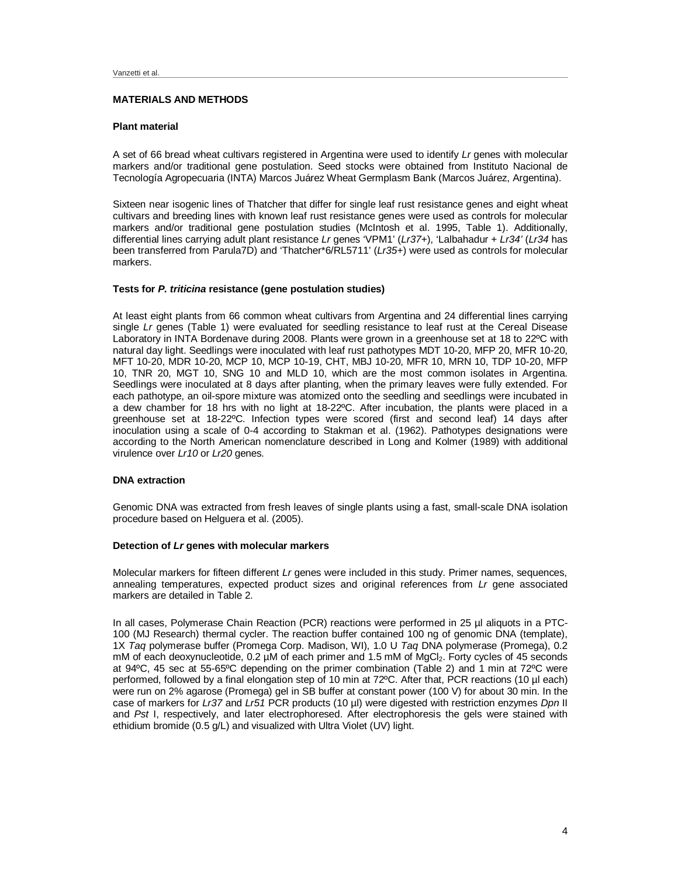## MATERIALS AND METHODS

### Plant material

A set of 66 bread wheat cultivars registered in Argentina were used to identify *Lr* genes with molecular markers and/or traditional gene postulation. Seed stocks were obtained from Instituto Nacional de Tecnología Agropecuaria (INTA) Marcos Juárez Wheat Germplasm Bank (Marcos Juárez, Argentina).

Sixteen near isogenic lines of Thatcher that differ for single leaf rust resistance genes and eight wheat cultivars and breeding lines with known leaf rust resistance genes were used as controls for molecular markers and/or traditional gene postulation studies (McIntosh et al. 1995, Table 1). Additionally, differential lines carrying adult plant resistance *Lr* genes 'VPM1' (*Lr37*+), 'Lalbahadur + *Lr34*' (*Lr34* has been transferred from Parula7D) and 'Thatcher*6/RL5711' (*Lr35*+) were used as controls for molecular markers.

### Tests for *P. triticina* resistance (gene postulation studies)

At least eight plants from 66 common wheat cultivars from Argentina and 24 differential lines carrying single *Lr* genes (Table 1) were evaluated for seedling resistance to leaf rust at the Cereal Disease Laboratory in INTA Bordenave during 2008. Plants were grown in a greenhouse set at 18 to 22ºC with natural day light. Seedlings were inoculated with leaf rust pathotypes MDT 10-20, MFP 20, MFR 10-20, MFT 10-20, MDR 10-20, MCP 10, MCP 10-19, CHT, MBJ 10-20, MFR 10, MRN 10, TDP 10-20, MFP 10, TNR 20, MGT 10, SNG 10 and MLD 10, which are the most common isolates in Argentina. Seedlings were inoculated at 8 days after planting, when the primary leaves were fully extended. For each pathotype, an oil-spore mixture was atomized onto the seedling and seedlings were incubated in a dew chamber for 18 hrs with no light at 18-22ºC. After incubation, the plants were placed in a greenhouse set at 18-22ºC. Infection types were scored (first and second leaf) 14 days after inoculation using a scale of 0-4 according to Stakman et al. (1962). Pathotypes designations were according to the North American nomenclature described in Long and Kolmer (1989) with additional virulence over *Lr10* or *Lr20* genes.

### DNA extraction

Genomic DNA was extracted from fresh leaves of single plants using a fast, small-scale DNA isolation procedure based on Helguera et al. (2005).

### Detection of *Lr* genes with molecular markers

Molecular markers for fifteen different *Lr* genes were included in this study. Primer names, sequences, annealing temperatures, expected product sizes and original references from *Lr* gene associated markers are detailed in Table 2.

In all cases, Polymerase Chain Reaction (PCR) reactions were performed in 25 µl aliquots in a PTC-100 (MJ Research) thermal cycler. The reaction buffer contained 100 ng of genomic DNA (template), 1X *Taq* polymerase buffer (Promega Corp. Madison, WI), 1.0 U *Taq* DNA polymerase (Promega), 0.2 mM of each deoxynucleotide, 0.2 µM of each primer and 1.5 mM of $MgCl_2$. Forty cycles of 45 seconds at 94ºC, 45 sec at 55-65ºC depending on the primer combination (Table 2) and 1 min at 72ºC were performed, followed by a final elongation step of 10 min at 72ºC. After that, PCR reactions (10 µl each) were run on 2% agarose (Promega) gel in SB buffer at constant power (100 V) for about 30 min. In the case of markers for *Lr37* and *Lr51* PCR products (10 µl) were digested with restriction enzymes *Dpn* II and *Pst* I, respectively, and later electrophoresed. After electrophoresis the gels were stained with ethidium bromide (0.5 g/L) and visualized with Ultra Violet (UV) light.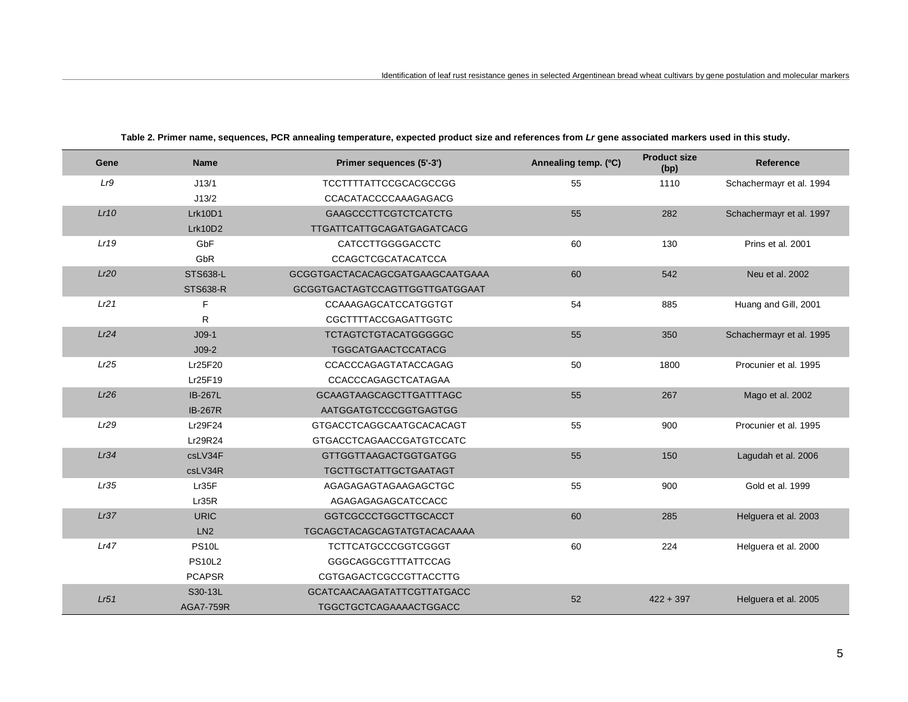**Table 2. Primer name, sequences, PCR annealing temperature, expected product size and references from *Lr* gene associated markers used in this study.**

| Gene | Name | Primer sequences (5'-3') | Annealing temp. (ºC) | Product size (bp) | Reference |
|---|---|---|---|---|---|
| *Lr9* | J13/1 | TCCTTTTATTCCGCACGCCGG | 55 | 1110 | Schachermayr et al. 1994 |
| | J13/2 | CCACATACCCCAAAGAGACG | | | |
| *Lr10* | Lrk10D1 | GAAGCCCTTCGTCTCATCTG | 55 | 282 | Schachermayr et al. 1997 |
| | Lrk10D2 | TTGATTCATTGCAGATGAGATCACG | | | |
| *Lr19* | GbF | CATCCTTGGGGACCTC | 60 | 130 | Prins et al. 2001 |
| | GbR | CCAGCTCGCATACATCCA | | | |
| *Lr20* | STS638-L | GCGGTGACTACACAGCGATGAAGCAATGAAA | 60 | 542 | Neu et al. 2002 |
| | STS638-R | GCGGTGACTAGTCCAGTTGGTTGATGGAAT | | | |
| *Lr21* | F | CCAAAGAGCATCCATGGTGT | 54 | 885 | Huang and Gill, 2001 |
| | R | CGCTTTTACCGAGATTGGTC | | | |
| *Lr24* | J09-1 | TCTAGTCTGTACATGGGGGC | 55 | 350 | Schachermayr et al. 1995 |
| | J09-2 | TGGCATGAACTCCATACG | | | |
| *Lr25* | Lr25F20 | CCACCCAGAGTATACCAGAG | 50 | 1800 | Procunier et al. 1995 |
| | Lr25F19 | CCACCCAGAGCTCATAGAA | | | |
| *Lr26* | IB-267L | GCAAGTAAGCAGCTTGATTTAGC | 55 | 267 | Mago et al. 2002 |
| | IB-267R | AATGGATGTCCCGGTGAGTGG | | | |
| *Lr29* | Lr29F24 | GTGACCTCAGGCAATGCACACAGT | 55 | 900 | Procunier et al. 1995 |
| | Lr29R24 | GTGACCTCAGAACCGATGTCCATC | | | |
| *Lr34* | csLV34F | GTTGGTTAAGACTGGTGATGG | 55 | 150 | Lagudah et al. 2006 |
| | csLV34R | TGCTTGCTATTGCTGAATAGT | | | |
| *Lr35* | Lr35F | AGAGAGAGTAGAAGAGCTGC | 55 | 900 | Gold et al. 1999 |
| | Lr35R | AGAGAGAGAGCATCCACC | | | |
| *Lr37* | URIC | GGTCGCCCTGGCTTGCACCT | 60 | 285 | Helguera et al. 2003 |
| | LN2 | TGCAGCTACAGCAGTATGTACACAAAA | | | |
| *Lr47* | PS10L | TCTTCATGCCCGGTCGGGT | 60 | 224 | Helguera et al. 2000 |
| | PS10L2 | GGGCAGGCGTTTATTCCAG | | | |
| | PCAPSR | CGTGAGACTCGCCGTTACCTTG | | | |
| *Lr51* | S30-13L | GCATCAACAAGATATTCGTTATGACC | 52 | 422 + 397 | Helguera et al. 2005 |
| | AGA7-759R | TGGCTGCTCAGAAAACTGGACC | | | |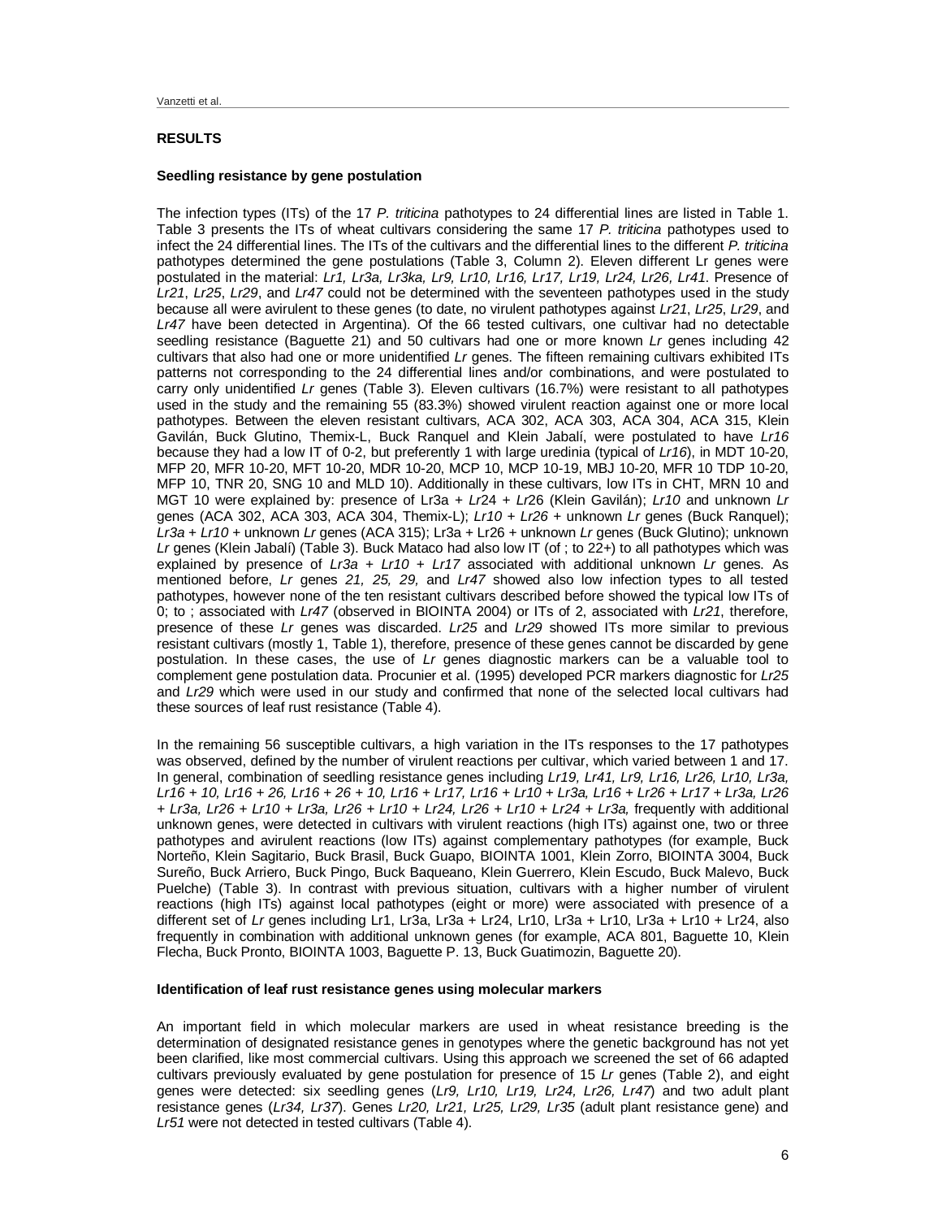## RESULTS

### Seedling resistance by gene postulation

The infection types (ITs) of the 17 *P. triticina* pathotypes to 24 differential lines are listed in Table 1. Table 3 presents the ITs of wheat cultivars considering the same 17 *P. triticina* pathotypes used to infect the 24 differential lines. The ITs of the cultivars and the differential lines to the different *P. triticina* pathotypes determined the gene postulations (Table 3, Column 2). Eleven different Lr genes were postulated in the material: *Lr1, Lr3a, Lr3ka, Lr9, Lr10, Lr16, Lr17, Lr19, Lr24, Lr26, Lr41*. Presence of *Lr21*, *Lr25*, *Lr29*, and *Lr47* could not be determined with the seventeen pathotypes used in the study because all were avirulent to these genes (to date, no virulent pathotypes against *Lr21*, *Lr25*, *Lr29*, and *Lr47* have been detected in Argentina). Of the 66 tested cultivars, one cultivar had no detectable seedling resistance (Baguette 21) and 50 cultivars had one or more known *Lr* genes including 42 cultivars that also had one or more unidentified *Lr* genes. The fifteen remaining cultivars exhibited ITs patterns not corresponding to the 24 differential lines and/or combinations, and were postulated to carry only unidentified *Lr* genes (Table 3). Eleven cultivars (16.7%) were resistant to all pathotypes used in the study and the remaining 55 (83.3%) showed virulent reaction against one or more local pathotypes. Between the eleven resistant cultivars, ACA 302, ACA 303, ACA 304, ACA 315, Klein Gavilán, Buck Glutino, Themix-L, Buck Ranquel and Klein Jabalí, were postulated to have *Lr16* because they had a low IT of 0-2, but preferently 1 with large uredinia (typical of *Lr16*), in MDT 10-20, MFP 20, MFR 10-20, MFT 10-20, MDR 10-20, MCP 10, MCP 10-19, MBJ 10-20, MFR 10 TDP 10-20, MFP 10, TNR 20, SNG 10 and MLD 10). Additionally in these cultivars, low ITs in CHT, MRN 10 and MGT 10 were explained by: presence of Lr3a + *Lr*24 + *Lr*26 (Klein Gavilán); *Lr10* and unknown *Lr* genes (ACA 302, ACA 303, ACA 304, Themix-L); *Lr10* + *Lr26* + unknown *Lr* genes (Buck Ranquel); *Lr3a* + *Lr10* + unknown *Lr* genes (ACA 315); Lr3a + Lr26 + unknown *Lr* genes (Buck Glutino); unknown *Lr* genes (Klein Jabalí) (Table 3). Buck Mataco had also low IT (of ; to 22+) to all pathotypes which was explained by presence of *Lr3a* + *Lr10* + *Lr17* associated with additional unknown *Lr* genes. As mentioned before, *Lr* genes *21, 25, 29,* and *Lr47* showed also low infection types to all tested pathotypes, however none of the ten resistant cultivars described before showed the typical low ITs of 0; to ; associated with *Lr47* (observed in BIOINTA 2004) or ITs of 2, associated with *Lr21*, therefore, presence of these *Lr* genes was discarded. *Lr25* and *Lr29* showed ITs more similar to previous resistant cultivars (mostly 1, Table 1), therefore, presence of these genes cannot be discarded by gene postulation. In these cases, the use of *Lr* genes diagnostic markers can be a valuable tool to complement gene postulation data. Procunier et al. (1995) developed PCR markers diagnostic for *Lr25* and *Lr29* which were used in our study and confirmed that none of the selected local cultivars had these sources of leaf rust resistance (Table 4).

In the remaining 56 susceptible cultivars, a high variation in the ITs responses to the 17 pathotypes was observed, defined by the number of virulent reactions per cultivar, which varied between 1 and 17. In general, combination of seedling resistance genes including *Lr19, Lr41, Lr9, Lr16, Lr26, Lr10, Lr3a, Lr16 + 10, Lr16 + 26, Lr16 + 26 + 10, Lr16 + Lr17, Lr16 + Lr10 + Lr3a, Lr16 + Lr26 + Lr17 + Lr3a, Lr26 + Lr3a, Lr26 + Lr10 + Lr3a, Lr26 + Lr10 + Lr24, Lr26 + Lr10 + Lr24 + Lr3a,* frequently with additional unknown genes, were detected in cultivars with virulent reactions (high ITs) against one, two or three pathotypes and avirulent reactions (low ITs) against complementary pathotypes (for example, Buck Norteño, Klein Sagitario, Buck Brasil, Buck Guapo, BIOINTA 1001, Klein Zorro, BIOINTA 3004, Buck Sureño, Buck Arriero, Buck Pingo, Buck Baqueano, Klein Guerrero, Klein Escudo, Buck Malevo, Buck Puelche) (Table 3). In contrast with previous situation, cultivars with a higher number of virulent reactions (high ITs) against local pathotypes (eight or more) were associated with presence of a different set of *Lr* genes including Lr1, Lr3a, Lr3a + Lr24, Lr10, Lr3a + Lr10, Lr3a + Lr10 + Lr24, also frequently in combination with additional unknown genes (for example, ACA 801, Baguette 10, Klein Flecha, Buck Pronto, BIOINTA 1003, Baguette P. 13, Buck Guatimozin, Baguette 20).

### Identification of leaf rust resistance genes using molecular markers

An important field in which molecular markers are used in wheat resistance breeding is the determination of designated resistance genes in genotypes where the genetic background has not yet been clarified, like most commercial cultivars. Using this approach we screened the set of 66 adapted cultivars previously evaluated by gene postulation for presence of 15 *Lr* genes (Table 2), and eight genes were detected: six seedling genes (*Lr9, Lr10, Lr19, Lr24, Lr26, Lr47*) and two adult plant resistance genes (*Lr34, Lr37*). Genes *Lr20, Lr21, Lr25, Lr29, Lr35* (adult plant resistance gene) and *Lr51* were not detected in tested cultivars (Table 4).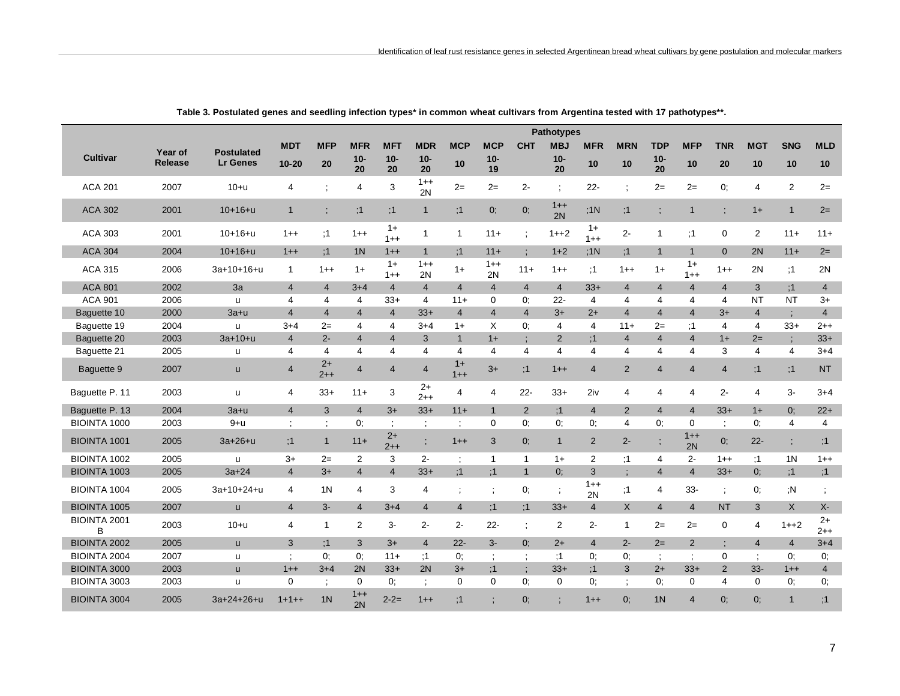**Table 3. Postulated genes and seedling infection types* in common wheat cultivars from Argentina tested with 17 pathotypes**.**

| Cultivar | Year of Release | Postulated Lr Genes | Pathotypes | | | | | | | | | | | | | | | | |
|---|---|---|---|---|---|---|---|---|---|---|---|---|---|---|---|---|---|---|---|
| | | | MDT 10-20 | MFP 20 | MFR 10-20 | MFT 10-20 | MDR 10-20 | MCP 10 | MCP 10-19 | CHT | MBJ 10-20 | MFR 10 | MRN 10 | TDP 10-20 | MFP 10 | TNR 20 | MGT 10 | SNG 10 | MLD 10 |
| ACA 201 | 2007 | 10+u | 4 | ; | 4 | 3 | 1++ 2N | 2= | 2= | 2- | ; | 22- | ; | 2= | 2= | 0; | 4 | 2 | 2= |
| ACA 302 | 2001 | 10+16+u | 1 | ; | ;1 | ;1 | 1 | ;1 | 0; | 0; | 1++ 2N | ;1N | ;1 | ; | 1 | ; | 1+ | 1 | 2= |
| ACA 303 | 2001 | 10+16+u | 1++ | ;1 | 1++ | 1+ 1++ | 1 | 1 | 11+ | ; | 1++2 | 1+ 1++ | 2- | 1 | ;1 | 0 | 2 | 11+ | 11+ |
| ACA 304 | 2004 | 10+16+u | 1++ | ;1 | 1N | 1++ | 1 | ;1 | 11+ | ; | 1+2 | ;1N | ;1 | 1 | 1 | 0 | 2N | 11+ | 2= |
| ACA 315 | 2006 | 3a+10+16+u | 1 | 1++ | 1+ | 1+ 1++ | 1++ 2N | 1+ | 1++ 2N | 11+ | 1++ | ;1 | 1++ | 1+ | 1+ 1++ | 1++ | 2N | ;1 | 2N |
| ACA 801 | 2002 | 3a | 4 | 4 | 3+4 | 4 | 4 | 4 | 4 | 4 | 4 | 33+ | 4 | 4 | 4 | 4 | 3 | ;1 | 4 |
| ACA 901 | 2006 | u | 4 | 4 | 4 | 33+ | 4 | 11+ | 0 | 0; | 22- | 4 | 4 | 4 | 4 | 4 | NT | NT | 3+ |
| Baguette 10 | 2000 | 3a+u | 4 | 4 | 4 | 4 | 33+ | 4 | 4 | 4 | 3+ | 2+ | 4 | 4 | 4 | 3+ | 4 | ; | 4 |
| Baguette 19 | 2004 | u | 3+4 | 2= | 4 | 4 | 3+4 | 1+ | X | 0; | 4 | 4 | 11+ | 2= | ;1 | 4 | 4 | 33+ | 2++ |
| Baguette 20 | 2003 | 3a+10+u | 4 | 2- | 4 | 4 | 3 | 1 | 1+ | ; | 2 | ;1 | 4 | 4 | 4 | 1+ | 2= | ; | 33+ |
| Baguette 21 | 2005 | u | 4 | 4 | 4 | 4 | 4 | 4 | 4 | 4 | 4 | 4 | 4 | 4 | 4 | 3 | 4 | 4 | 3+4 |
| Baguette 9 | 2007 | u | 4 | 2+ 2++ | 4 | 4 | 4 | 1+ 1++ | 3+ | ;1 | 1++ | 4 | 2 | 4 | 4 | 4 | ;1 | ;1 | NT |
| Baguette P. 11 | 2003 | u | 4 | 33+ | 11+ | 3 | 2+ 2++ | 4 | 4 | 22- | 33+ | 2iv | 4 | 4 | 4 | 2- | 4 | 3- | 3+4 |
| Baguette P. 13 | 2004 | 3a+u | 4 | 3 | 4 | 3+ | 33+ | 11+ | 1 | 2 | ;1 | 4 | 2 | 4 | 4 | 33+ | 1+ | 0; | 22+ |
| BIOINTA 1000 | 2003 | 9+u | ; | ; | 0; | ; | ; | ; | 0 | 0; | 0; | 0; | 4 | 0; | 0 | ; | 0; | 4 | 4 |
| BIOINTA 1001 | 2005 | 3a+26+u | ;1 | 1 | 11+ | 2+ 2++ | ; | 1++ | 3 | 0; | 1 | 2 | 2- | ; | 1++ 2N | 0; | 22- | ; | ;1 |
| BIOINTA 1002 | 2005 | u | 3+ | 2= | 2 | 3 | 2- | ; | 1 | 1 | 1+ | 2 | ;1 | 4 | 2- | 1++ | ;1 | 1N | 1++ |
| BIOINTA 1003 | 2005 | 3a+24 | 4 | 3+ | 4 | 4 | 33+ | ;1 | ;1 | 1 | 0; | 3 | ; | 4 | 4 | 33+ | 0; | ;1 | ;1 |
| BIOINTA 1004 | 2005 | 3a+10+24+u | 4 | 1N | 4 | 3 | 4 | ; | ; | 0; | ; | 1++ 2N | ;1 | 4 | 33- | ; | 0; | ;N | ; |
| BIOINTA 1005 | 2007 | u | 4 | 3- | 4 | 3+4 | 4 | 4 | ;1 | ;1 | 33+ | 4 | X | 4 | 4 | NT | 3 | X | X- |
| BIOINTA 2001 B | 2003 | 10+u | 4 | 1 | 2 | 3- | 2- | 2- | 22- | ; | 2 | 2- | 1 | 2= | 2= | 0 | 4 | 1++2 | 2+ 2++ |
| BIOINTA 2002 | 2005 | u | 3 | ;1 | 3 | 3+ | 4 | 22- | 3- | 0; | 2+ | 4 | 2- | 2= | 2 | ; | 4 | 4 | 3+4 |
| BIOINTA 2004 | 2007 | u | ; | 0; | 0; | 11+ | ;1 | 0; | ; | ; | ;1 | 0; | 0; | ; | ; | 0 | ; | 0; | 0; |
| BIOINTA 3000 | 2003 | u | 1++ | 3+4 | 2N | 33+ | 2N | 3+ | ;1 | ; | 33+ | ;1 | 3 | 2+ | 33+ | 2 | 33- | 1++ | 4 |
| BIOINTA 3003 | 2003 | u | 0 | ; | 0 | 0; | ; | 0 | 0 | 0; | 0 | 0; | ; | 0; | 0 | 4 | 0 | 0; | 0; |
| BIOINTA 3004 | 2005 | 3a+24+26+u | 1+1++ | 1N | 1++ 2N | 2-2= | 1++ | ;1 | ; | 0; | ; | 1++ | 0; | 1N | 4 | 0; | 0; | 1 | ;1 |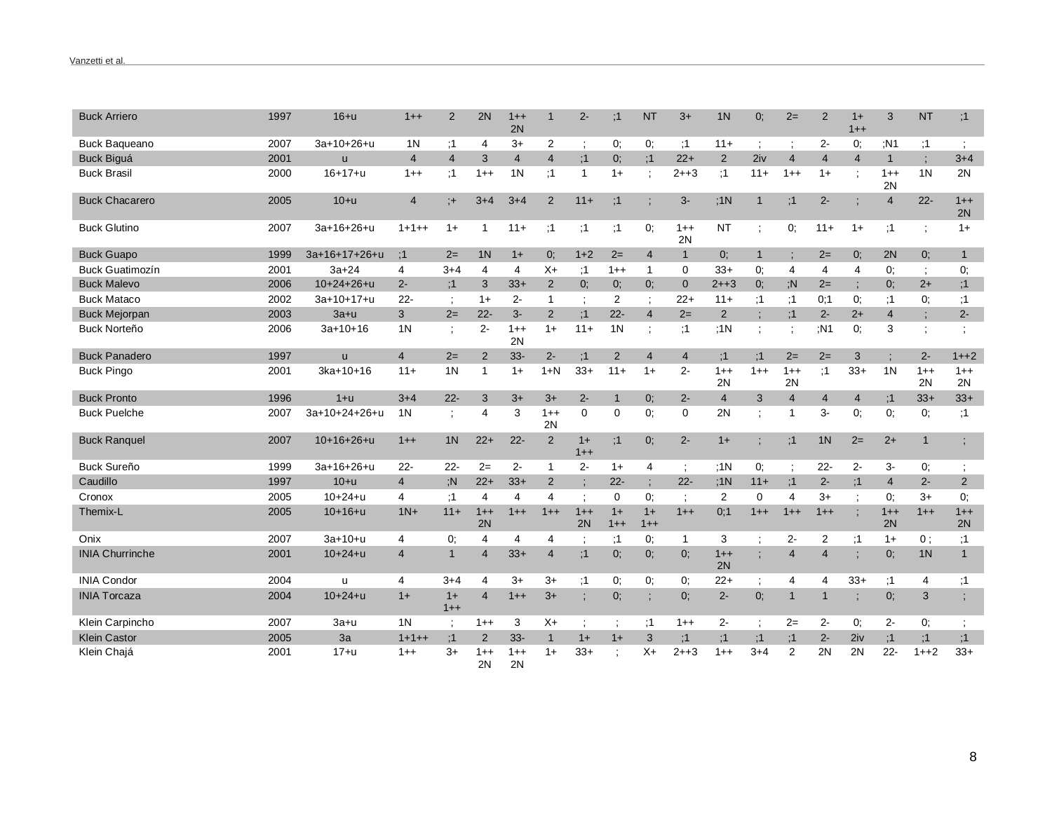| | | | | | | | | | | | | | | | | | | | |
|---|---|---|---|---|---|---|---|---|---|---|---|---|---|---|---|---|---|---|---|
| Buck Arriero | 1997 | 16+u | 1++ | 2 | 2N | 1++ 2N | 1 | 2- | ;1 | NT | 3+ | 1N | 0; | 2= | 2 | 1+ 1++ | 3 | NT | ;1 |
| Buck Baqueano | 2007 | 3a+10+26+u | 1N | ;1 | 4 | 3+ | 2 | ; | 0; | 0; | ;1 | 11+ | ; | ; | 2- | 0; | ;N1 | ;1 | ; |
| Buck Biguá | 2001 | u | 4 | 4 | 3 | 4 | 4 | ;1 | 0; | ;1 | 22+ | 2 | 2iv | 4 | 4 | 4 | 1 | ; | 3+4 |
| Buck Brasil | 2000 | 16+17+u | 1++ | ;1 | 1++ | 1N | ;1 | 1 | 1+ | ; | 2++3 | ;1 | 11+ | 1++ | 1+ | ; | 1++ 2N | 1N | 2N |
| Buck Chacarero | 2005 | 10+u | 4 | ;+ | 3+4 | 3+4 | 2 | 11+ | ;1 | ; | 3- | ;1N | 1 | ;1 | 2- | ; | 4 | 22- | 1++ 2N |
| Buck Glutino | 2007 | 3a+16+26+u | 1+1++ | 1+ | 1 | 11+ | ;1 | ;1 | ;1 | 0; | 1++ 2N | NT | ; | 0; | 11+ | 1+ | ;1 | ; | 1+ |
| Buck Guapo | 1999 | 3a+16+17+26+u | ;1 | 2= | 1N | 1+ | 0; | 1+2 | 2= | 4 | 1 | 0; | 1 | ; | 2= | 0; | 2N | 0; | 1 |
| Buck Guatimozín | 2001 | 3a+24 | 4 | 3+4 | 4 | 4 | X+ | ;1 | 1++ | 1 | 0 | 33+ | 0; | 4 | 4 | 4 | 0; | ; | 0; |
| Buck Malevo | 2006 | 10+24+26+u | 2- | ;1 | 3 | 33+ | 2 | 0; | 0; | 0; | 0 | 2++3 | 0; | ;N | 2= | ; | 0; | 2+ | ;1 |
| Buck Mataco | 2002 | 3a+10+17+u | 22- | ; | 1+ | 2- | 1 | ; | 2 | ; | 22+ | 11+ | ;1 | ;1 | 0;1 | 0; | ;1 | 0; | ;1 |
| Buck Mejorpan | 2003 | 3a+u | 3 | 2= | 22- | 3- | 2 | ;1 | 22- | 4 | 2= | 2 | ; | ;1 | 2- | 2+ | 4 | ; | 2- |
| Buck Norteño | 2006 | 3a+10+16 | 1N | ; | 2- | 1++ 2N | 1+ | 11+ | 1N | ; | ;1 | ;1N | ; | ; | ;N1 | 0; | 3 | ; | ; |
| Buck Panadero | 1997 | u | 4 | 2= | 2 | 33- | 2- | ;1 | 2 | 4 | 4 | ;1 | ;1 | 2= | 2= | 3 | ; | 2- | 1++2 |
| Buck Pingo | 2001 | 3ka+10+16 | 11+ | 1N | 1 | 1+ | 1+N | 33+ | 11+ | 1+ | 2- | 1++ 2N | 1++ | 1++ 2N | ;1 | 33+ | 1N | 1++ 2N | 1++ 2N |
| Buck Pronto | 1996 | 1+u | 3+4 | 22- | 3 | 3+ | 3+ | 2- | 1 | 0; | 2- | 4 | 3 | 4 | 4 | 4 | ;1 | 33+ | 33+ |
| Buck Puelche | 2007 | 3a+10+24+26+u | 1N | ; | 4 | 3 | 1++ 2N | 0 | 0 | 0; | 0 | 2N | ; | 1 | 3- | 0; | 0; | 0; | ;1 |
| Buck Ranquel | 2007 | 10+16+26+u | 1++ | 1N | 22+ | 22- | 2 | 1+ 1++ | ;1 | 0; | 2- | 1+ | ; | ;1 | 1N | 2= | 2+ | 1 | ; |
| Buck Sureño | 1999 | 3a+16+26+u | 22- | 22- | 2= | 2- | 1 | 2- | 1+ | 4 | ; | ;1N | 0; | ; | 22- | 2- | 3- | 0; | ; |
| Caudillo | 1997 | 10+u | 4 | ;N | 22+ | 33+ | 2 | ; | 22- | ; | 22- | ;1N | 11+ | ;1 | 2- | ;1 | 4 | 2- | 2 |
| Cronox | 2005 | 10+24+u | 4 | ;1 | 4 | 4 | 4 | ; | 0 | 0; | ; | 2 | 0 | 4 | 3+ | ; | 0; | 3+ | 0; |
| Themix-L | 2005 | 10+16+u | 1N+ | 11+ | 1++ 2N | 1++ | 1++ | 1++ 2N | 1+ 1++ | 1+ 1++ | 1++ | 0;1 | 1++ | 1++ | 1++ | ; | 1++ 2N | 1++ | 1++ 2N |
| Onix | 2007 | 3a+10+u | 4 | 0; | 4 | 4 | 4 | ; | ;1 | 0; | 1 | 3 | ; | 2- | 2 | ;1 | 1+ | 0 ; | ;1 |
| INIA Churrinche | 2001 | 10+24+u | 4 | 1 | 4 | 33+ | 4 | ;1 | 0; | 0; | 0; | 1++ 2N | ; | 4 | 4 | ; | 0; | 1N | 1 |
| INIA Condor | 2004 | u | 4 | 3+4 | 4 | 3+ | 3+ | ;1 | 0; | 0; | 0; | 22+ | ; | 4 | 4 | 33+ | ;1 | 4 | ;1 |
| INIA Torcaza | 2004 | 10+24+u | 1+ | 1+ 1++ | 4 | 1++ | 3+ | ; | 0; | ; | 0; | 2- | 0; | 1 | 1 | ; | 0; | 3 | ; |
| Klein Carpincho | 2007 | 3a+u | 1N | ; | 1++ | 3 | X+ | ; | ; | ;1 | 1++ | 2- | ; | 2= | 2- | 0; | 2- | 0; | ; |
| Klein Castor | 2005 | 3a | 1+1++ | ;1 | 2 | 33- | 1 | 1+ | 1+ | 3 | ;1 | ;1 | ;1 | ;1 | 2- | 2iv | ;1 | ;1 | ;1 |
| Klein Chajá | 2001 | 17+u | 1++ | 3+ | 1++ 2N | 1++ 2N | 1+ | 33+ | ; | X+ | 2++3 | 1++ | 3+4 | 2 | 2N | 2N | 22- | 1++2 | 33+ |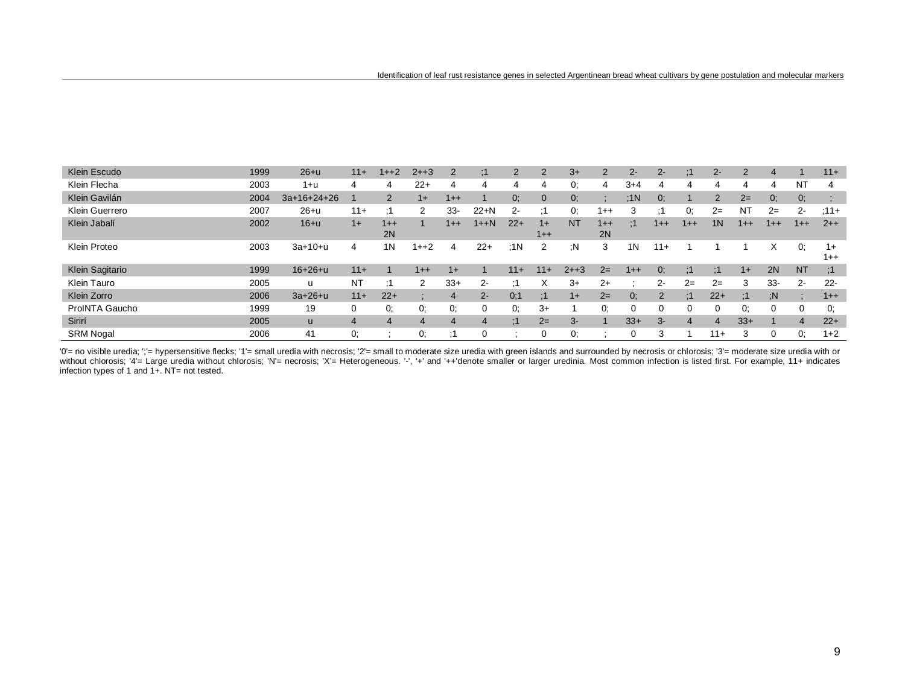| | | | | | | | | | | | | | | | | | | | | | |
|---|---|---|---|---|---|---|---|---|---|---|---|---|---|---|---|---|---|---|---|---|---|
| Klein Escudo | 1999 | 26+u | 11+ | 1++2 | 2++3 | 2 | ;1 | 2 | 2 | 3+ | 2 | 2- | 2- | ;1 | 2- | 2 | 4 | 1 | 11+ |
| Klein Flecha | 2003 | 1+u | 4 | 4 | 22+ | 4 | 4 | 4 | 4 | 0; | 4 | 3+4 | 4 | 4 | 4 | 4 | 4 | NT | 4 |
| Klein Gavilán | 2004 | 3a+16+24+26 | 1 | 2 | 1+ | 1++ | 1 | 0; | 0 | 0; | ; | ;1N | 0; | 1 | 2 | 2= | 0; | 0; | ; |
| Klein Guerrero | 2007 | 26+u | 11+ | ;1 | 2 | 33- | 22+N | 2- | ;1 | 0; | 1++ | 3 | ;1 | 0; | 2= | NT | 2= | 2- | ;11+ |
| Klein Jabalí | 2002 | 16+u | 1+ | 1++ 2N | 1 | 1++ | 1++N | 22+ | 1+ 1++ | NT | 1++ 2N | ;1 | 1++ | 1++ | 1N | 1++ | 1++ | 1++ | 2++ |
| Klein Proteo | 2003 | 3a+10+u | 4 | 1N | 1++2 | 4 | 22+ | ;1N | 2 | ;N | 3 | 1N | 11+ | 1 | 1 | 1 | X | 0; | 1+ 1++ |
| Klein Sagitario | 1999 | 16+26+u | 11+ | 1 | 1++ | 1+ | 1 | 11+ | 11+ | 2++3 | 2= | 1++ | 0; | ;1 | ;1 | 1+ | 2N | NT | ;1 |
| Klein Tauro | 2005 | u | NT | ;1 | 2 | 33+ | 2- | ;1 | X | 3+ | 2+ | ; | 2- | 2= | 2= | 3 | 33- | 2- | 22- |
| Klein Zorro | 2006 | 3a+26+u | 11+ | 22+ | ; | 4 | 2- | 0;1 | ;1 | 1+ | 2= | 0; | 2 | ;1 | 22+ | ;1 | ;N | ; | 1++ |
| ProINTA Gaucho | 1999 | 19 | 0 | 0; | 0; | 0; | 0 | 0; | 3+ | 1 | 0; | 0 | 0 | 0 | 0 | 0; | 0 | 0 | 0; |
| Sirirí | 2005 | u | 4 | 4 | 4 | 4 | 4 | ;1 | 2= | 3- | 1 | 33+ | 3- | 4 | 4 | 33+ | 1 | 4 | 22+ |
| SRM Nogal | 2006 | 41 | 0; | ; | 0; | ;1 | 0 | ; | 0 | 0; | ; | 0 | 3 | 1 | 11+ | 3 | 0 | 0; | 1+2 |

'0'= no visible uredia; ';'= hypersensitive flecks; '1'= small uredia with necrosis; '2'= small to moderate size uredia with green islands and surrounded by necrosis or chlorosis; '3'= moderate size uredia with or without chlorosis; '4'= Large uredia without chlorosis; 'N'= necrosis; 'X'= Heterogeneous. '-', '+' and '++'denote smaller or larger uredinia. Most common infection is listed first. For example, 11+ indicates infection types of 1 and 1+. NT= not tested.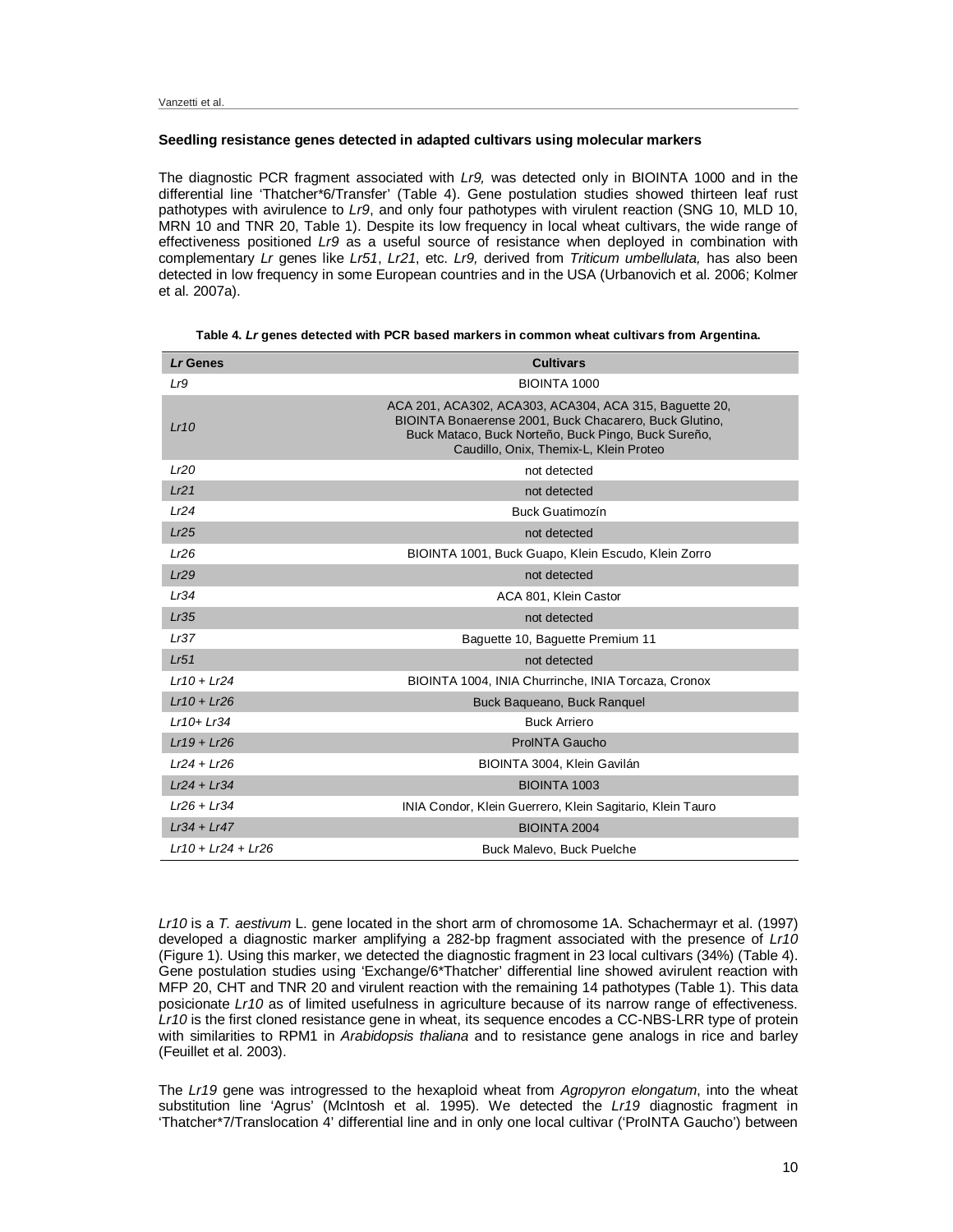### Seedling resistance genes detected in adapted cultivars using molecular markers

The diagnostic PCR fragment associated with *Lr9,* was detected only in BIOINTA 1000 and in the differential line 'Thatcher*6/Transfer' (Table 4). Gene postulation studies showed thirteen leaf rust pathotypes with avirulence to *Lr9*, and only four pathotypes with virulent reaction (SNG 10, MLD 10, MRN 10 and TNR 20, Table 1). Despite its low frequency in local wheat cultivars, the wide range of effectiveness positioned *Lr9* as a useful source of resistance when deployed in combination with complementary *Lr* genes like *Lr51*, *Lr21*, etc. *Lr9,* derived from *Triticum umbellulata,* has also been detected in low frequency in some European countries and in the USA (Urbanovich et al. 2006; Kolmer et al. 2007a).

**Table 4. *Lr* genes detected with PCR based markers in common wheat cultivars from Argentina.**

| *Lr* Genes | Cultivars |
|---|---|
| *Lr9* | BIOINTA 1000 |
| *Lr10* | ACA 201, ACA302, ACA303, ACA304, ACA 315, Baguette 20, BIOINTA Bonaerense 2001, Buck Chacarero, Buck Glutino, Buck Mataco, Buck Norteño, Buck Pingo, Buck Sureño, Caudillo, Onix, Themix-L, Klein Proteo |
| *Lr20* | not detected |
| *Lr21* | not detected |
| *Lr24* | Buck Guatimozín |
| *Lr25* | not detected |
| *Lr26* | BIOINTA 1001, Buck Guapo, Klein Escudo, Klein Zorro |
| *Lr29* | not detected |
| *Lr34* | ACA 801, Klein Castor |
| *Lr35* | not detected |
| *Lr37* | Baguette 10, Baguette Premium 11 |
| *Lr51* | not detected |
| *Lr10 + Lr24* | BIOINTA 1004, INIA Churrinche, INIA Torcaza, Cronox |
| *Lr10 + Lr26* | Buck Baqueano, Buck Ranquel |
| *Lr10+ Lr34* | Buck Arriero |
| *Lr19 + Lr26* | ProINTA Gaucho |
| *Lr24 + Lr26* | BIOINTA 3004, Klein Gavilán |
| *Lr24 + Lr34* | BIOINTA 1003 |
| *Lr26 + Lr34* | INIA Condor, Klein Guerrero, Klein Sagitario, Klein Tauro |
| *Lr34 + Lr47* | BIOINTA 2004 |
| *Lr10 + Lr24 + Lr26* | Buck Malevo, Buck Puelche |

*Lr10* is a *T. aestivum* L. gene located in the short arm of chromosome 1A. Schachermayr et al. (1997) developed a diagnostic marker amplifying a 282-bp fragment associated with the presence of *Lr10* (Figure 1). Using this marker, we detected the diagnostic fragment in 23 local cultivars (34%) (Table 4). Gene postulation studies using 'Exchange/6*Thatcher' differential line showed avirulent reaction with MFP 20, CHT and TNR 20 and virulent reaction with the remaining 14 pathotypes (Table 1). This data posicionate *Lr10* as of limited usefulness in agriculture because of its narrow range of effectiveness. *Lr10* is the first cloned resistance gene in wheat, its sequence encodes a CC-NBS-LRR type of protein with similarities to RPM1 in *Arabidopsis thaliana* and to resistance gene analogs in rice and barley (Feuillet et al. 2003).

The *Lr19* gene was introgressed to the hexaploid wheat from *Agropyron elongatum*, into the wheat substitution line 'Agrus' (McIntosh et al. 1995). We detected the *Lr19* diagnostic fragment in 'Thatcher*7/Translocation 4' differential line and in only one local cultivar ('ProINTA Gaucho') between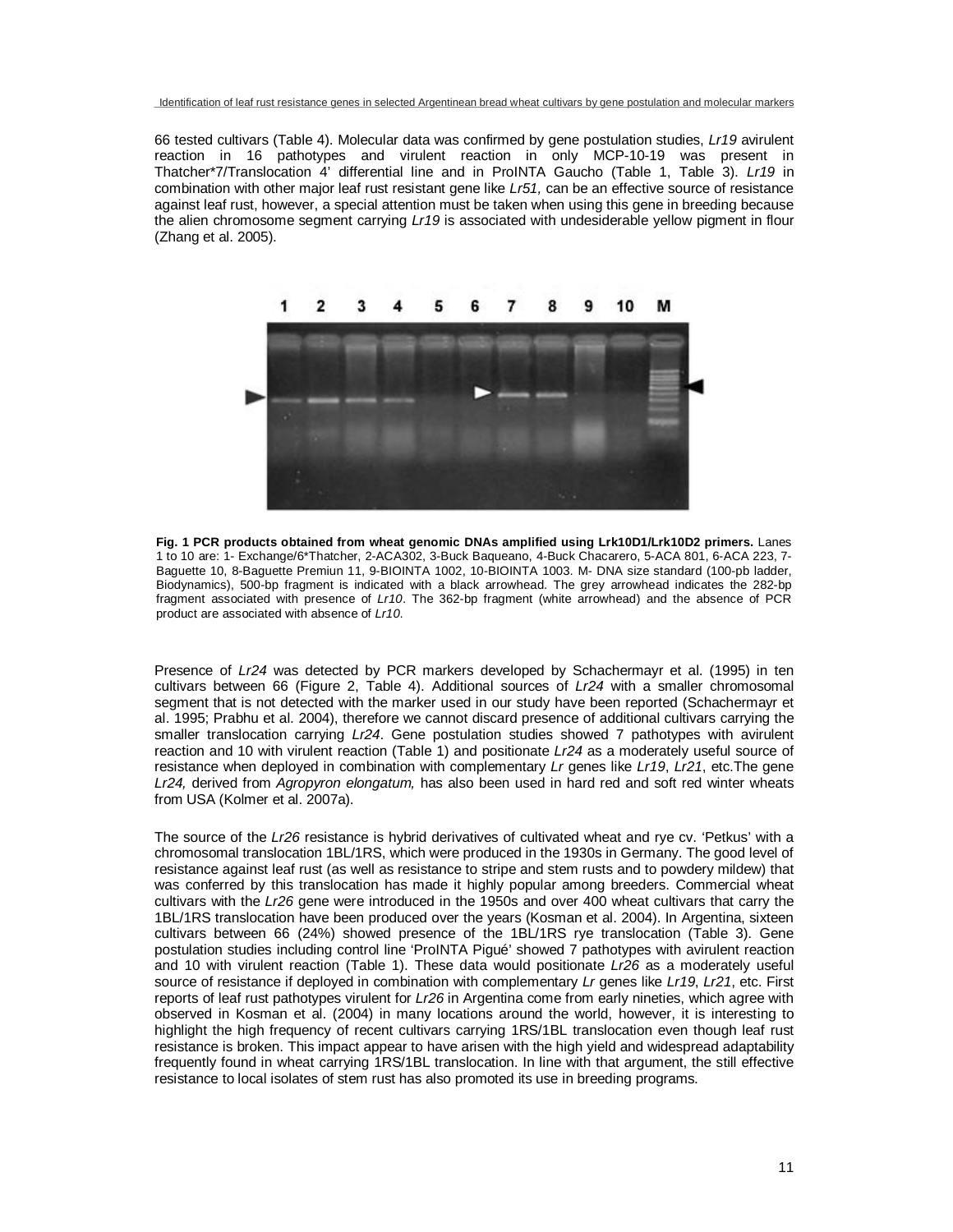66 tested cultivars (Table 4). Molecular data was confirmed by gene postulation studies, *Lr19* avirulent reaction in 16 pathotypes and virulent reaction in only MCP-10-19 was present in Thatcher*7/Translocation 4' differential line and in ProINTA Gaucho (Table 1, Table 3). *Lr19* in combination with other major leaf rust resistant gene like *Lr51,* can be an effective source of resistance against leaf rust, however, a special attention must be taken when using this gene in breeding because the alien chromosome segment carrying *Lr19* is associated with undesiderable yellow pigment in flour (Zhang et al. 2005).

**Fig. 1 PCR products obtained from wheat genomic DNAs amplified using Lrk10D1/Lrk10D2 primers.** Lanes 1 to 10 are: 1- Exchange/6*Thatcher, 2-ACA302, 3-Buck Baqueano, 4-Buck Chacarero, 5-ACA 801, 6-ACA 223, 7-Baguette 10, 8-Baguette Premiun 11, 9-BIOINTA 1002, 10-BIOINTA 1003. M- DNA size standard (100-pb ladder, Biodynamics), 500-bp fragment is indicated with a black arrowhead. The grey arrowhead indicates the 282-bp fragment associated with presence of *Lr10*. The 362-bp fragment (white arrowhead) and the absence of PCR product are associated with absence of *Lr10*.

Presence of *Lr24* was detected by PCR markers developed by Schachermayr et al. (1995) in ten cultivars between 66 (Figure 2, Table 4). Additional sources of *Lr24* with a smaller chromosomal segment that is not detected with the marker used in our study have been reported (Schachermayr et al. 1995; Prabhu et al. 2004), therefore we cannot discard presence of additional cultivars carrying the smaller translocation carrying *Lr24*. Gene postulation studies showed 7 pathotypes with avirulent reaction and 10 with virulent reaction (Table 1) and positionate *Lr24* as a moderately useful source of resistance when deployed in combination with complementary *Lr* genes like *Lr19*, *Lr21*, etc.The gene *Lr24,* derived from *Agropyron elongatum,* has also been used in hard red and soft red winter wheats from USA (Kolmer et al. 2007a).

The source of the *Lr26* resistance is hybrid derivatives of cultivated wheat and rye cv. 'Petkus' with a chromosomal translocation 1BL/1RS, which were produced in the 1930s in Germany. The good level of resistance against leaf rust (as well as resistance to stripe and stem rusts and to powdery mildew) that was conferred by this translocation has made it highly popular among breeders. Commercial wheat cultivars with the *Lr26* gene were introduced in the 1950s and over 400 wheat cultivars that carry the 1BL/1RS translocation have been produced over the years (Kosman et al. 2004). In Argentina, sixteen cultivars between 66 (24%) showed presence of the 1BL/1RS rye translocation (Table 3). Gene postulation studies including control line 'ProINTA Pigüé' showed 7 pathotypes with avirulent reaction and 10 with virulent reaction (Table 1). These data would positionate *Lr26* as a moderately useful source of resistance if deployed in combination with complementary *Lr* genes like *Lr19*, *Lr21*, etc. First reports of leaf rust pathotypes virulent for *Lr26* in Argentina come from early nineties, which agree with observed in Kosman et al. (2004) in many locations around the world, however, it is interesting to highlight the high frequency of recent cultivars carrying 1RS/1BL translocation even though leaf rust resistance is broken. This impact appear to have arisen with the high yield and widespread adaptability frequently found in wheat carrying 1RS/1BL translocation. In line with that argument, the still effective resistance to local isolates of stem rust has also promoted its use in breeding programs.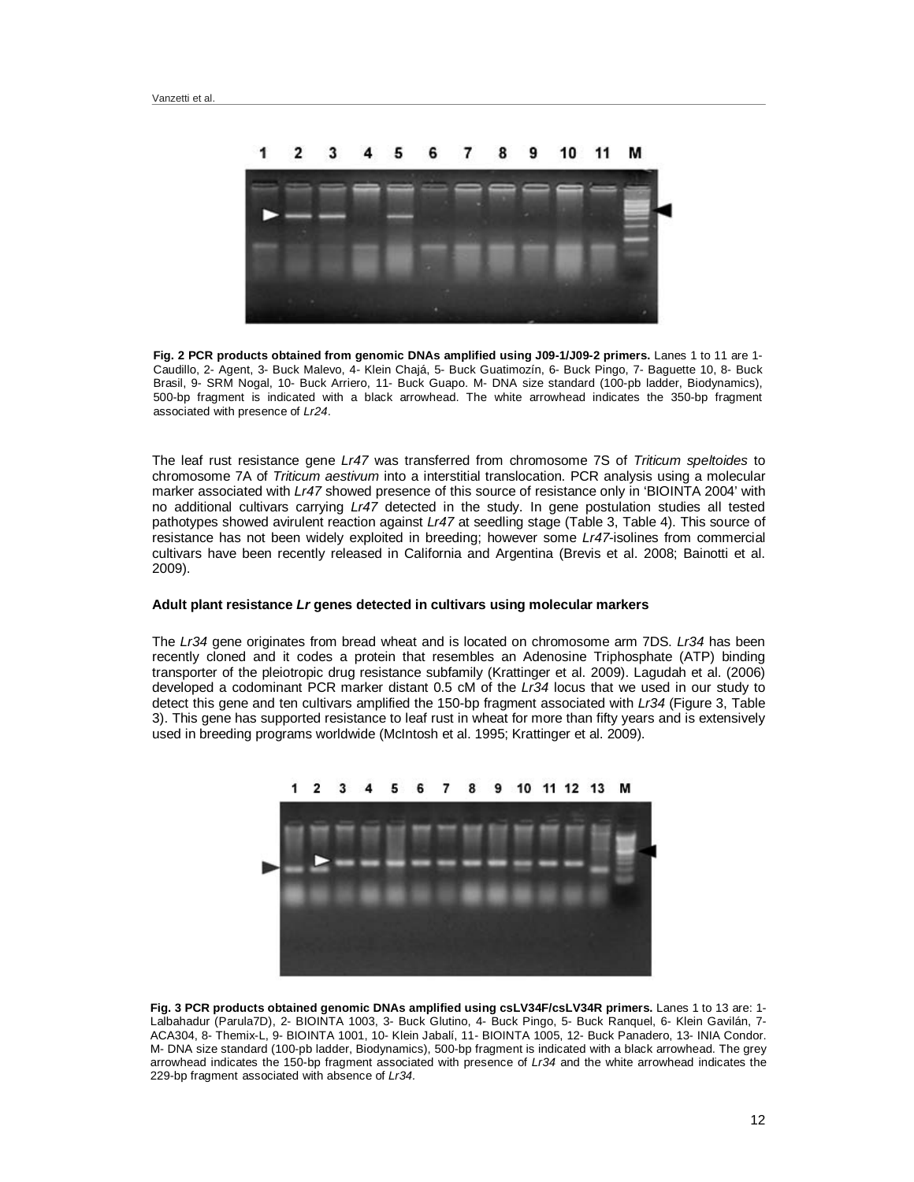**Fig. 2 PCR products obtained from genomic DNAs amplified using J09-1/J09-2 primers.** Lanes 1 to 11 are 1- Caudillo, 2- Agent, 3- Buck Malevo, 4- Klein Chajá, 5- Buck Guatimozín, 6- Buck Pingo, 7- Baguette 10, 8- Buck Brasil, 9- SRM Nogal, 10- Buck Arriero, 11- Buck Guapo. M- DNA size standard (100-pb ladder, Biodynamics), 500-bp fragment is indicated with a black arrowhead. The white arrowhead indicates the 350-bp fragment associated with presence of *Lr24*.

The leaf rust resistance gene *Lr47* was transferred from chromosome 7S of *Triticum speltoides* to chromosome 7A of *Triticum aestivum* into a interstitial translocation. PCR analysis using a molecular marker associated with *Lr47* showed presence of this source of resistance only in 'BIOINTA 2004' with no additional cultivars carrying *Lr47* detected in the study. In gene postulation studies all tested pathotypes showed avirulent reaction against *Lr47* at seedling stage (Table 3, Table 4). This source of resistance has not been widely exploited in breeding; however some *Lr47*-isolines from commercial cultivars have been recently released in California and Argentina (Brevis et al. 2008; Bainotti et al. 2009).

### Adult plant resistance *Lr* genes detected in cultivars using molecular markers

The *Lr34* gene originates from bread wheat and is located on chromosome arm 7DS. *Lr34* has been recently cloned and it codes a protein that resembles an Adenosine Triphosphate (ATP) binding transporter of the pleiotropic drug resistance subfamily (Krattinger et al. 2009). Lagudah et al. (2006) developed a codominant PCR marker distant 0.5 cM of the *Lr34* locus that we used in our study to detect this gene and ten cultivars amplified the 150-bp fragment associated with *Lr34* (Figure 3, Table 3). This gene has supported resistance to leaf rust in wheat for more than fifty years and is extensively used in breeding programs worldwide (McIntosh et al. 1995; Krattinger et al. 2009).

**Fig. 3 PCR products obtained genomic DNAs amplified using csLV34F/csLV34R primers.** Lanes 1 to 13 are: 1- Lalbahadur (Parula7D), 2- BIOINTA 1003, 3- Buck Glutino, 4- Buck Pingo, 5- Buck Ranquel, 6- Klein Gavilán, 7- ACA304, 8- Themix-L, 9- BIOINTA 1001, 10- Klein Jabalí, 11- BIOINTA 1005, 12- Buck Panadero, 13- INIA Condor. M- DNA size standard (100-pb ladder, Biodynamics), 500-bp fragment is indicated with a black arrowhead. The grey arrowhead indicates the 150-bp fragment associated with presence of *Lr34* and the white arrowhead indicates the 229-bp fragment associated with absence of *Lr34*.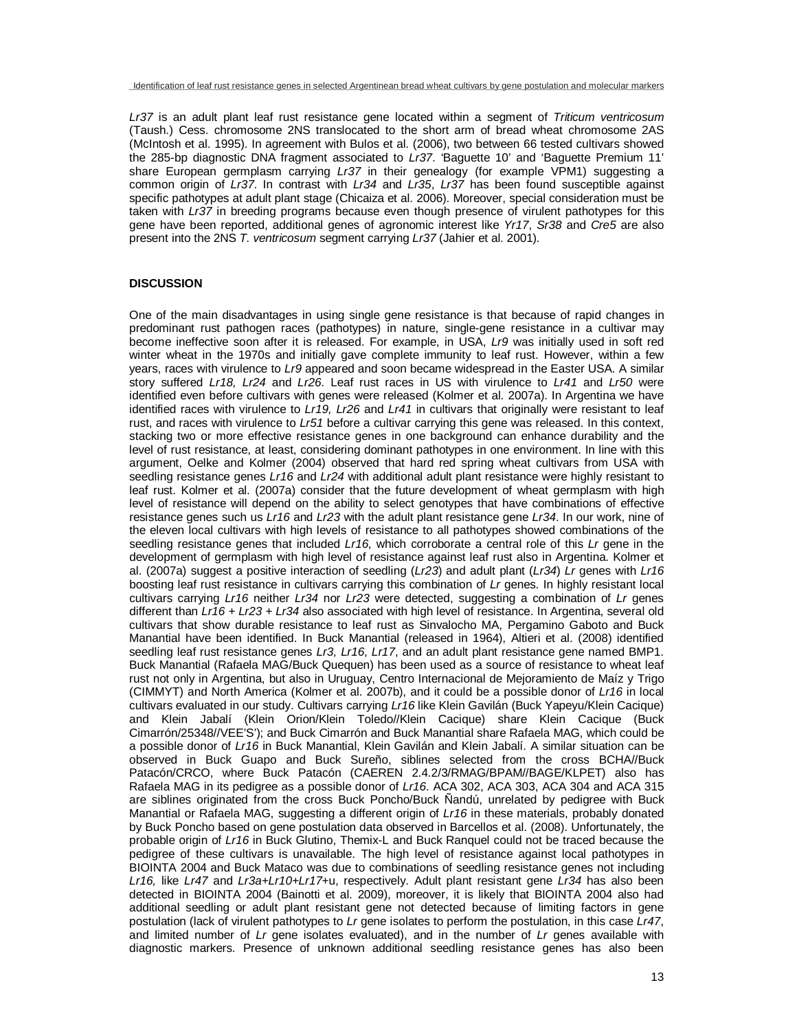*Lr37* is an adult plant leaf rust resistance gene located within a segment of *Triticum ventricosum* (Taush.) Cess. chromosome 2NS translocated to the short arm of bread wheat chromosome 2AS (McIntosh et al. 1995). In agreement with Bulos et al. (2006), two between 66 tested cultivars showed the 285-bp diagnostic DNA fragment associated to *Lr37*. 'Baguette 10' and 'Baguette Premium 11' share European germplasm carrying *Lr37* in their genealogy (for example VPM1) suggesting a common origin of *Lr37*. In contrast with *Lr34* and *Lr35*, *Lr37* has been found susceptible against specific pathotypes at adult plant stage (Chicaiza et al. 2006). Moreover, special consideration must be taken with *Lr37* in breeding programs because even though presence of virulent pathotypes for this gene have been reported, additional genes of agronomic interest like *Yr17*, *Sr38* and *Cre5* are also present into the 2NS *T. ventricosum* segment carrying *Lr37* (Jahier et al. 2001).

## DISCUSSION

One of the main disadvantages in using single gene resistance is that because of rapid changes in predominant rust pathogen races (pathotypes) in nature, single-gene resistance in a cultivar may become ineffective soon after it is released. For example, in USA, *Lr9* was initially used in soft red winter wheat in the 1970s and initially gave complete immunity to leaf rust. However, within a few years, races with virulence to *Lr9* appeared and soon became widespread in the Easter USA. A similar story suffered *Lr18, Lr24* and *Lr26*. Leaf rust races in US with virulence to *Lr41* and *Lr50* were identified even before cultivars with genes were released (Kolmer et al. 2007a). In Argentina we have identified races with virulence to *Lr19, Lr26* and *Lr41* in cultivars that originally were resistant to leaf rust, and races with virulence to *Lr51* before a cultivar carrying this gene was released. In this context, stacking two or more effective resistance genes in one background can enhance durability and the level of rust resistance, at least, considering dominant pathotypes in one environment. In line with this argument, Oelke and Kolmer (2004) observed that hard red spring wheat cultivars from USA with seedling resistance genes *Lr16* and *Lr24* with additional adult plant resistance were highly resistant to leaf rust. Kolmer et al. (2007a) consider that the future development of wheat germplasm with high level of resistance will depend on the ability to select genotypes that have combinations of effective resistance genes such us *Lr16* and *Lr23* with the adult plant resistance gene *Lr34*. In our work, nine of the eleven local cultivars with high levels of resistance to all pathotypes showed combinations of the seedling resistance genes that included *Lr16*, which corroborate a central role of this *Lr* gene in the development of germplasm with high level of resistance against leaf rust also in Argentina. Kolmer et al. (2007a) suggest a positive interaction of seedling (*Lr23*) and adult plant (*Lr34*) *Lr* genes with *Lr16* boosting leaf rust resistance in cultivars carrying this combination of *Lr* genes. In highly resistant local cultivars carrying *Lr16* neither *Lr34* nor *Lr23* were detected, suggesting a combination of *Lr* genes different than *Lr16* + *Lr23* + *Lr34* also associated with high level of resistance. In Argentina, several old cultivars that show durable resistance to leaf rust as Sinvalocho MA, Pergamino Gaboto and Buck Manantial have been identified. In Buck Manantial (released in 1964), Altieri et al. (2008) identified seedling leaf rust resistance genes *Lr3, Lr16*, *Lr17*, and an adult plant resistance gene named BMP1. Buck Manantial (Rafaela MAG/Buck Quequen) has been used as a source of resistance to wheat leaf rust not only in Argentina, but also in Uruguay, Centro Internacional de Mejoramiento de Maíz y Trigo (CIMMYT) and North America (Kolmer et al. 2007b), and it could be a possible donor of *Lr16* in local cultivars evaluated in our study. Cultivars carrying *Lr16* like Klein Gavilán (Buck Yapeyu/Klein Cacique) and Klein Jabalí (Klein Orion/Klein Toledo//Klein Cacique) share Klein Cacique (Buck Cimarrón/25348//VEE'S'); and Buck Cimarrón and Buck Manantial share Rafaela MAG, which could be a possible donor of *Lr16* in Buck Manantial, Klein Gavilán and Klein Jabalí. A similar situation can be observed in Buck Guapo and Buck Sureño, siblines selected from the cross BCHA//Buck Patacón/CRCO, where Buck Patacón (CAEREN 2.4.2/3/RMAG/BPAM//BAGE/KLPET) also has Rafaela MAG in its pedigree as a possible donor of *Lr16*. ACA 302, ACA 303, ACA 304 and ACA 315 are siblines originated from the cross Buck Poncho/Buck Ñandú, unrelated by pedigree with Buck Manantial or Rafaela MAG, suggesting a different origin of *Lr16* in these materials, probably donated by Buck Poncho based on gene postulation data observed in Barcellos et al. (2008). Unfortunately, the probable origin of *Lr16* in Buck Glutino, Themix-L and Buck Ranquel could not be traced because the pedigree of these cultivars is unavailable. The high level of resistance against local pathotypes in BIOINTA 2004 and Buck Mataco was due to combinations of seedling resistance genes not including *Lr16,* like *Lr47* and *Lr3a*+*Lr10*+*Lr17*+u, respectively. Adult plant resistant gene *Lr34* has also been detected in BIOINTA 2004 (Bainotti et al. 2009), moreover, it is likely that BIOINTA 2004 also had additional seedling or adult plant resistant gene not detected because of limiting factors in gene postulation (lack of virulent pathotypes to *Lr* gene isolates to perform the postulation, in this case *Lr47*, and limited number of *Lr* gene isolates evaluated), and in the number of *Lr* genes available with diagnostic markers. Presence of unknown additional seedling resistance genes has also been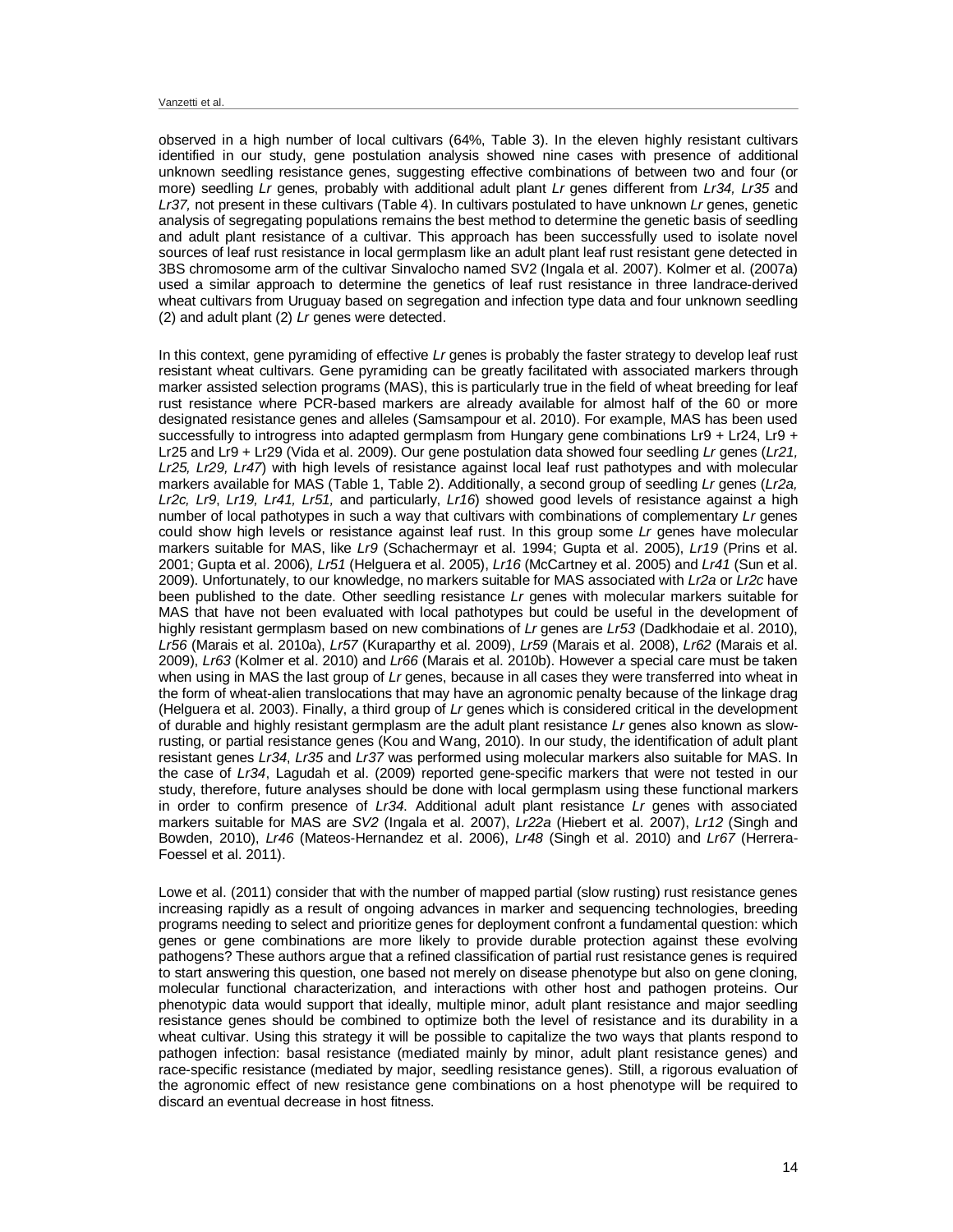observed in a high number of local cultivars (64%, Table 3). In the eleven highly resistant cultivars identified in our study, gene postulation analysis showed nine cases with presence of additional unknown seedling resistance genes, suggesting effective combinations of between two and four (or more) seedling *Lr* genes, probably with additional adult plant *Lr* genes different from *Lr34, Lr35* and *Lr37,* not present in these cultivars (Table 4). In cultivars postulated to have unknown *Lr* genes, genetic analysis of segregating populations remains the best method to determine the genetic basis of seedling and adult plant resistance of a cultivar. This approach has been successfully used to isolate novel sources of leaf rust resistance in local germplasm like an adult plant leaf rust resistant gene detected in 3BS chromosome arm of the cultivar Sinvalocho named SV2 (Ingala et al. 2007). Kolmer et al. (2007a) used a similar approach to determine the genetics of leaf rust resistance in three landrace-derived wheat cultivars from Uruguay based on segregation and infection type data and four unknown seedling (2) and adult plant (2) *Lr* genes were detected.

In this context, gene pyramiding of effective *Lr* genes is probably the faster strategy to develop leaf rust resistant wheat cultivars. Gene pyramiding can be greatly facilitated with associated markers through marker assisted selection programs (MAS), this is particularly true in the field of wheat breeding for leaf rust resistance where PCR-based markers are already available for almost half of the 60 or more designated resistance genes and alleles (Samsampour et al. 2010). For example, MAS has been used successfully to introgress into adapted germplasm from Hungary gene combinations Lr9 + Lr24, Lr9 + Lr25 and Lr9 + Lr29 (Vida et al. 2009). Our gene postulation data showed four seedling *Lr* genes (*Lr21, Lr25, Lr29, Lr47*) with high levels of resistance against local leaf rust pathotypes and with molecular markers available for MAS (Table 1, Table 2). Additionally, a second group of seedling *Lr* genes (*Lr2a, Lr2c, Lr9*, *Lr19, Lr41, Lr51,* and particularly, *Lr16*) showed good levels of resistance against a high number of local pathotypes in such a way that cultivars with combinations of complementary *Lr* genes could show high levels or resistance against leaf rust. In this group some *Lr* genes have molecular markers suitable for MAS, like *Lr9* (Schachermayr et al. 1994; Gupta et al. 2005), *Lr19* (Prins et al. 2001; Gupta et al. 2006)*, Lr51* (Helguera et al. 2005), *Lr16* (McCartney et al. 2005) and *Lr41* (Sun et al. 2009). Unfortunately, to our knowledge, no markers suitable for MAS associated with *Lr2a* or *Lr2c* have been published to the date. Other seedling resistance *Lr* genes with molecular markers suitable for MAS that have not been evaluated with local pathotypes but could be useful in the development of highly resistant germplasm based on new combinations of *Lr* genes are *Lr53* (Dadkhodaie et al. 2010), *Lr56* (Marais et al. 2010a), *Lr57* (Kuraparthy et al. 2009), *Lr59* (Marais et al. 2008), *Lr62* (Marais et al. 2009), *Lr63* (Kolmer et al. 2010) and *Lr66* (Marais et al. 2010b). However a special care must be taken when using in MAS the last group of *Lr* genes, because in all cases they were transferred into wheat in the form of wheat-alien translocations that may have an agronomic penalty because of the linkage drag (Helguera et al. 2003). Finally, a third group of *Lr* genes which is considered critical in the development of durable and highly resistant germplasm are the adult plant resistance *Lr* genes also known as slow-rusting, or partial resistance genes (Kou and Wang, 2010). In our study, the identification of adult plant resistant genes *Lr34*, *Lr35* and *Lr37* was performed using molecular markers also suitable for MAS. In the case of *Lr34*, Lagudah et al. (2009) reported gene-specific markers that were not tested in our study, therefore, future analyses should be done with local germplasm using these functional markers in order to confirm presence of *Lr34*. Additional adult plant resistance *Lr* genes with associated markers suitable for MAS are *SV2* (Ingala et al. 2007), *Lr22a* (Hiebert et al. 2007), *Lr12* (Singh and Bowden, 2010), *Lr46* (Mateos-Hernandez et al. 2006), *Lr48* (Singh et al. 2010) and *Lr67* (Herrera-Foessel et al. 2011).

Lowe et al. (2011) consider that with the number of mapped partial (slow rusting) rust resistance genes increasing rapidly as a result of ongoing advances in marker and sequencing technologies, breeding programs needing to select and prioritize genes for deployment confront a fundamental question: which genes or gene combinations are more likely to provide durable protection against these evolving pathogens? These authors argue that a refined classification of partial rust resistance genes is required to start answering this question, one based not merely on disease phenotype but also on gene cloning, molecular functional characterization, and interactions with other host and pathogen proteins. Our phenotypic data would support that ideally, multiple minor, adult plant resistance and major seedling resistance genes should be combined to optimize both the level of resistance and its durability in a wheat cultivar. Using this strategy it will be possible to capitalize the two ways that plants respond to pathogen infection: basal resistance (mediated mainly by minor, adult plant resistance genes) and race-specific resistance (mediated by major, seedling resistance genes). Still, a rigorous evaluation of the agronomic effect of new resistance gene combinations on a host phenotype will be required to discard an eventual decrease in host fitness.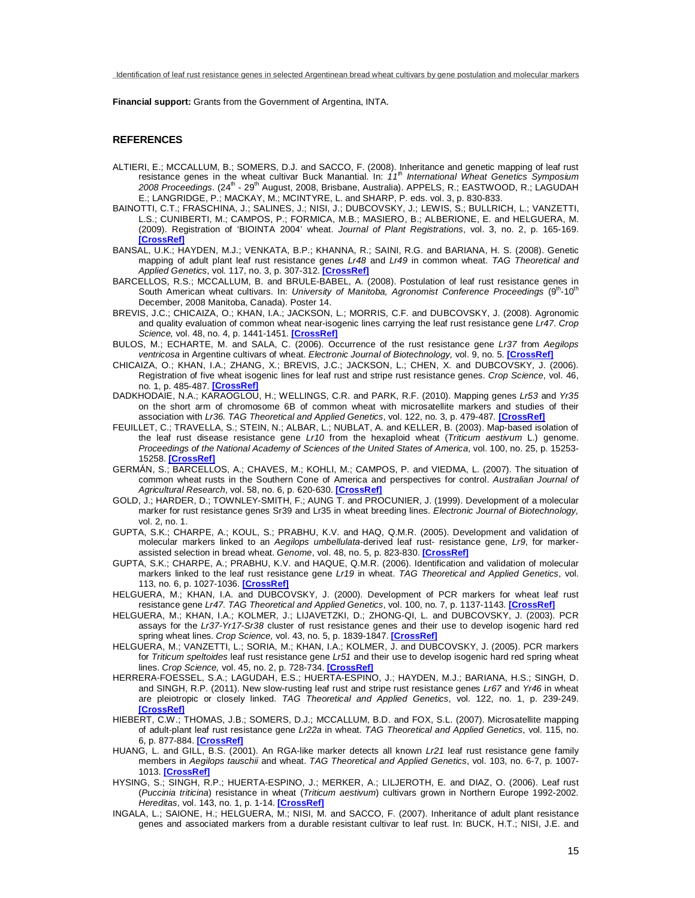**Financial support:** Grants from the Government of Argentina, INTA.

## REFERENCES

ALTIERI, E.; MCCALLUM, B.; SOMERS, D.J. and SACCO, F. (2008). Inheritance and genetic mapping of leaf rust resistance genes in the wheat cultivar Buck Manantial. In: *11th International Wheat Genetics Symposium 2008 Proceedings*. (24th - 29th August, 2008, Brisbane, Australia). APPELS, R.; EASTWOOD, R.; LAGUDAH E.; LANGRIDGE, P.; MACKAY, M.; MCINTYRE, L. and SHARP, P. eds. vol. 3, p. 830-833.

BAINOTTI, C.T.; FRASCHINA, J.; SALINES, J.; NISI, J.; DUBCOVSKY, J.; LEWIS, S.; BULLRICH, L.; VANZETTI, L.S.; CUNIBERTI, M.; CAMPOS, P.; FORMICA, M.B.; MASIERO, B.; ALBERIONE, E. and HELGUERA, M. (2009). Registration of 'BIOINTA 2004' wheat. *Journal of Plant Registrations*, vol. 3, no. 2, p. 165-169. **[CrossRef]**

BANSAL, U.K.; HAYDEN, M.J.; VENKATA, B.P.; KHANNA, R.; SAINI, R.G. and BARIANA, H. S. (2008). Genetic mapping of adult plant leaf rust resistance genes *Lr48* and *Lr49* in common wheat. *TAG Theoretical and Applied Genetics*, vol. 117, no. 3, p. 307-312. **[CrossRef]**

BARCELLOS, R.S.; MCCALLUM, B. and BRULE-BABEL, A. (2008). Postulation of leaf rust resistance genes in South American wheat cultivars. In: *University of Manitoba, Agronomist Conference Proceedings* (9th-10th December, 2008 Manitoba, Canada). Poster 14.

BREVIS, J.C.; CHICAIZA, O.; KHAN, I.A.; JACKSON, L.; MORRIS, C.F. and DUBCOVSKY, J. (2008). Agronomic and quality evaluation of common wheat near-isogenic lines carrying the leaf rust resistance gene *Lr47*. *Crop Science,* vol. 48, no. 4, p. 1441-1451. **[CrossRef]**

BULOS, M.; ECHARTE, M. and SALA, C. (2006). Occurrence of the rust resistance gene *Lr37* from *Aegilops ventricosa* in Argentine cultivars of wheat. *Electronic Journal of Biotechnology,* vol. 9, no. 5. **[CrossRef]**

CHICAIZA, O.; KHAN, I.A.; ZHANG, X.; BREVIS, J.C.; JACKSON, L.; CHEN, X. and DUBCOVSKY, J. (2006). Registration of five wheat isogenic lines for leaf rust and stripe rust resistance genes. *Crop Science*, vol. 46, no. 1, p. 485-487. **[CrossRef]**

DADKHODAIE, N.A.; KARAOGLOU, H.; WELLINGS, C.R. and PARK, R.F. (2010). Mapping genes *Lr53* and *Yr35* on the short arm of chromosome 6B of common wheat with microsatellite markers and studies of their association with *Lr36. TAG Theoretical and Applied Genetics*, vol. 122, no. 3, p. 479-487. **[CrossRef]**

FEUILLET, C.; TRAVELLA, S.; STEIN, N.; ALBAR, L.; NUBLAT, A. and KELLER, B. (2003). Map-based isolation of the leaf rust disease resistance gene *Lr10* from the hexaploid wheat (*Triticum aestivum* L.) genome. *Proceedings of the National Academy of Sciences of the United States of America*, vol. 100, no. 25, p. 15253-15258. **[CrossRef]**

GERMÁN, S.; BARCELLOS, A.; CHAVES, M.; KOHLI, M.; CAMPOS, P. and VIEDMA, L. (2007). The situation of common wheat rusts in the Southern Cone of America and perspectives for control. *Australian Journal of Agricultural Research*, vol. 58, no. 6, p. 620-630. **[CrossRef]**

GOLD, J.; HARDER, D.; TOWNLEY-SMITH, F.; AUNG T. and PROCUNIER, J. (1999). Development of a molecular marker for rust resistance genes Sr39 and Lr35 in wheat breeding lines. *Electronic Journal of Biotechnology,* vol. 2, no. 1.

GUPTA, S.K.; CHARPE, A.; KOUL, S.; PRABHU, K.V. and HAQ, Q.M.R. (2005). Development and validation of molecular markers linked to an *Aegilops umbellulata*-derived leaf rust- resistance gene, *Lr9*, for marker-assisted selection in bread wheat. *Genome*, vol. 48, no. 5, p. 823-830. **[CrossRef]**

GUPTA, S.K.; CHARPE, A.; PRABHU, K.V. and HAQUE, Q.M.R. (2006). Identification and validation of molecular markers linked to the leaf rust resistance gene *Lr19* in wheat. *TAG Theoretical and Applied Genetics*, vol. 113, no. 6, p. 1027-1036. **[CrossRef]**

HELGUERA, M.; KHAN, I.A. and DUBCOVSKY, J. (2000). Development of PCR markers for wheat leaf rust resistance gene *Lr47. TAG Theoretical and Applied Genetics*, vol. 100, no. 7, p. 1137-1143. **[CrossRef]**

HELGUERA, M.; KHAN, I.A.; KOLMER, J.; LIJAVETZKI, D.; ZHONG-QI, L. and DUBCOVSKY, J. (2003). PCR assays for the *Lr37-Yr17-Sr38* cluster of rust resistance genes and their use to develop isogenic hard red spring wheat lines. *Crop Science,* vol. 43, no. 5, p. 1839-1847. **[CrossRef]**

HELGUERA, M.; VANZETTI, L.; SORIA, M.; KHAN, I.A.; KOLMER, J. and DUBCOVSKY, J. (2005). PCR markers for *Triticum speltoides* leaf rust resistance gene *Lr51* and their use to develop isogenic hard red spring wheat lines. *Crop Science,* vol. 45, no. 2, p. 728-734. **[CrossRef]**

HERRERA-FOESSEL, S.A.; LAGUDAH, E.S.; HUERTA-ESPINO, J.; HAYDEN, M.J.; BARIANA, H.S.; SINGH, D. and SINGH, R.P. (2011). New slow-rusting leaf rust and stripe rust resistance genes *Lr67* and *Yr46* in wheat are pleiotropic or closely linked. *TAG Theoretical and Applied Genetics*, vol. 122, no. 1, p. 239-249. **[CrossRef]**

HIEBERT, C.W.; THOMAS, J.B.; SOMERS, D.J.; MCCALLUM, B.D. and FOX, S.L. (2007). Microsatellite mapping of adult-plant leaf rust resistance gene *Lr22a* in wheat. *TAG Theoretical and Applied Genetics*, vol. 115, no. 6, p. 877-884. **[CrossRef]**

HUANG, L. and GILL, B.S. (2001). An RGA-like marker detects all known *Lr21* leaf rust resistance gene family members in *Aegilops tauschii* and wheat. *TAG Theoretical and Applied Genetics*, vol. 103, no. 6-7, p. 1007-1013. **[CrossRef]**

HYSING, S.; SINGH, R.P.; HUERTA-ESPINO, J.; MERKER, A.; LILJEROTH, E. and DIAZ, O. (2006). Leaf rust (*Puccinia triticina*) resistance in wheat (*Triticum aestivum*) cultivars grown in Northern Europe 1992-2002. *Hereditas*, vol. 143, no. 1, p. 1-14. **[CrossRef]**

INGALA, L.; SAIONE, H.; HELGUERA, M.; NISI, M. and SACCO, F. (2007). Inheritance of adult plant resistance genes and associated markers from a durable resistant cultivar to leaf rust. In: BUCK, H.T.; NISI, J.E. and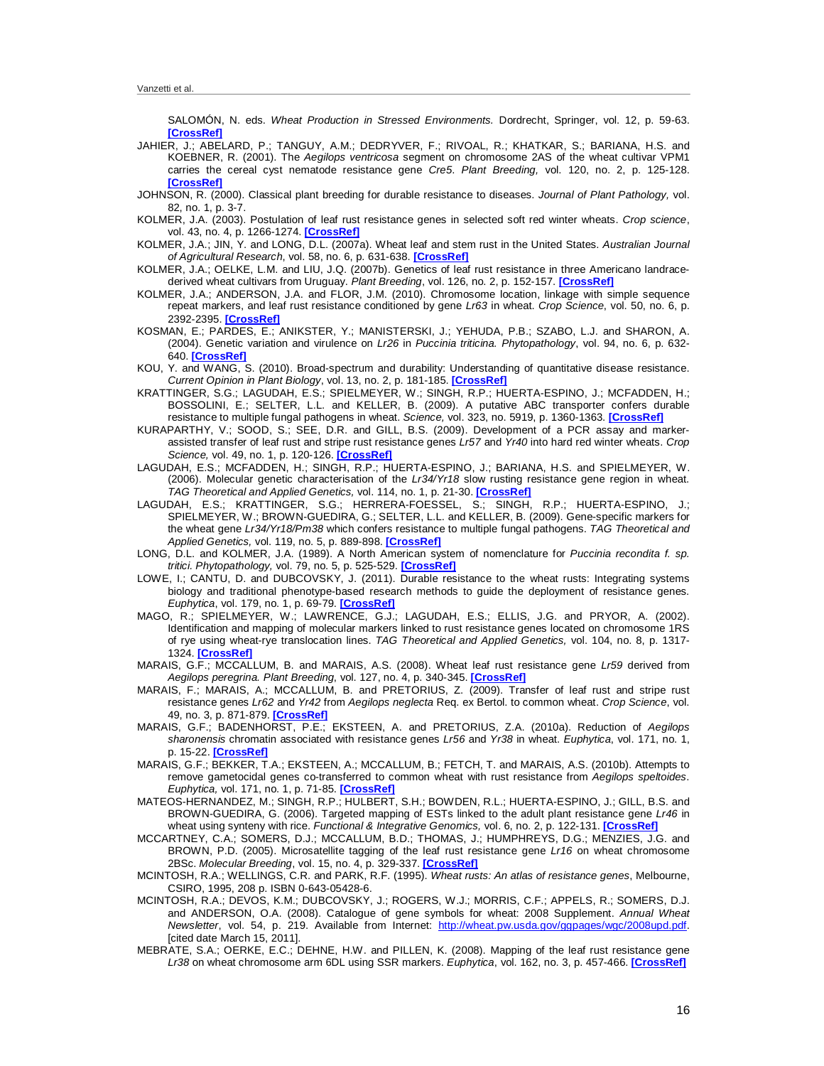SALOMÓN, N. eds. *Wheat Production in Stressed Environments.* Dordrecht, Springer, vol. 12, p. 59-63. [CrossRef]

JAHIER, J.; ABELARD, P.; TANGUY, A.M.; DEDRYVER, F.; RIVOAL, R.; KHATKAR, S.; BARIANA, H.S. and KOEBNER, R. (2001). The *Aegilops ventricosa* segment on chromosome 2AS of the wheat cultivar VPM1 carries the cereal cyst nematode resistance gene *Cre5*. *Plant Breeding,* vol. 120, no. 2, p. 125-128. [CrossRef]

JOHNSON, R. (2000). Classical plant breeding for durable resistance to diseases. *Journal of Plant Pathology,* vol. 82, no. 1, p. 3-7.

KOLMER, J.A. (2003). Postulation of leaf rust resistance genes in selected soft red winter wheats. *Crop science*, vol. 43, no. 4, p. 1266-1274. [CrossRef]

KOLMER, J.A.; JIN, Y. and LONG, D.L. (2007a). Wheat leaf and stem rust in the United States. *Australian Journal of Agricultural Research*, vol. 58, no. 6, p. 631-638. [CrossRef]

KOLMER, J.A.; OELKE, L.M. and LIU, J.Q. (2007b). Genetics of leaf rust resistance in three Americano landrace-derived wheat cultivars from Uruguay. *Plant Breeding*, vol. 126, no. 2, p. 152-157. [CrossRef]

KOLMER, J.A.; ANDERSON, J.A. and FLOR, J.M. (2010). Chromosome location, linkage with simple sequence repeat markers, and leaf rust resistance conditioned by gene *Lr63* in wheat. *Crop Science*, vol. 50, no. 6, p. 2392-2395. [CrossRef]

KOSMAN, E.; PARDES, E.; ANIKSTER, Y.; MANISTERSKI, J.; YEHUDA, P.B.; SZABO, L.J. and SHARON, A. (2004). Genetic variation and virulence on *Lr26* in *Puccinia triticina*. *Phytopathology*, vol. 94, no. 6, p. 632-640. [CrossRef]

KOU, Y. and WANG, S. (2010). Broad-spectrum and durability: Understanding of quantitative disease resistance. *Current Opinion in Plant Biology*, vol. 13, no. 2, p. 181-185. [CrossRef]

KRATTINGER, S.G.; LAGUDAH, E.S.; SPIELMEYER, W.; SINGH, R.P.; HUERTA-ESPINO, J.; MCFADDEN, H.; BOSSOLINI, E.; SELTER, L.L. and KELLER, B. (2009). A putative ABC transporter confers durable resistance to multiple fungal pathogens in wheat. *Science,* vol. 323, no. 5919, p. 1360-1363. [CrossRef]

KURAPARTHY, V.; SOOD, S.; SEE, D.R. and GILL, B.S. (2009). Development of a PCR assay and marker-assisted transfer of leaf rust and stripe rust resistance genes *Lr57* and *Yr40* into hard red winter wheats. *Crop Science,* vol. 49, no. 1, p. 120-126. [CrossRef]

LAGUDAH, E.S.; MCFADDEN, H.; SINGH, R.P.; HUERTA-ESPINO, J.; BARIANA, H.S. and SPIELMEYER, W. (2006). Molecular genetic characterisation of the *Lr34/Yr18* slow rusting resistance gene region in wheat. *TAG Theoretical and Applied Genetics,* vol. 114, no. 1, p. 21-30. [CrossRef]

LAGUDAH, E.S.; KRATTINGER, S.G.; HERRERA-FOESSEL, S.; SINGH, R.P.; HUERTA-ESPINO, J.; SPIELMEYER, W.; BROWN-GUEDIRA, G.; SELTER, L.L. and KELLER, B. (2009). Gene-specific markers for the wheat gene *Lr34/Yr18/Pm38* which confers resistance to multiple fungal pathogens. *TAG Theoretical and Applied Genetics,* vol. 119, no. 5, p. 889-898. [CrossRef]

LONG, D.L. and KOLMER, J.A. (1989). A North American system of nomenclature for *Puccinia recondita f. sp. tritici*. *Phytopathology,* vol. 79, no. 5, p. 525-529. [CrossRef]

LOWE, I.; CANTU, D. and DUBCOVSKY, J. (2011). Durable resistance to the wheat rusts: Integrating systems biology and traditional phenotype-based research methods to guide the deployment of resistance genes. *Euphytica*, vol. 179, no. 1, p. 69-79. [CrossRef]

MAGO, R.; SPIELMEYER, W.; LAWRENCE, G.J.; LAGUDAH, E.S.; ELLIS, J.G. and PRYOR, A. (2002). Identification and mapping of molecular markers linked to rust resistance genes located on chromosome 1RS of rye using wheat-rye translocation lines. *TAG Theoretical and Applied Genetics,* vol. 104, no. 8, p. 1317-1324. [CrossRef]

MARAIS, G.F.; MCCALLUM, B. and MARAIS, A.S. (2008). Wheat leaf rust resistance gene *Lr59* derived from *Aegilops peregrina*. *Plant Breeding*, vol. 127, no. 4, p. 340-345. [CrossRef]

MARAIS, F.; MARAIS, A.; MCCALLUM, B. and PRETORIUS, Z. (2009). Transfer of leaf rust and stripe rust resistance genes *Lr62* and *Yr42* from *Aegilops neglecta* Req. ex Bertol. to common wheat. *Crop Science*, vol. 49, no. 3, p. 871-879. [CrossRef]

MARAIS, G.F.; BADENHORST, P.E.; EKSTEEN, A. and PRETORIUS, Z.A. (2010a). Reduction of *Aegilops sharonensis* chromatin associated with resistance genes *Lr56* and *Yr38* in wheat. *Euphytica*, vol. 171, no. 1, p. 15-22. [CrossRef]

MARAIS, G.F.; BEKKER, T.A.; EKSTEEN, A.; MCCALLUM, B.; FETCH, T. and MARAIS, A.S. (2010b). Attempts to remove gametocidal genes co-transferred to common wheat with rust resistance from *Aegilops speltoides*. *Euphytica,* vol. 171, no. 1, p. 71-85. [CrossRef]

MATEOS-HERNANDEZ, M.; SINGH, R.P.; HULBERT, S.H.; BOWDEN, R.L.; HUERTA-ESPINO, J.; GILL, B.S. and BROWN-GUEDIRA, G. (2006). Targeted mapping of ESTs linked to the adult plant resistance gene *Lr46* in wheat using synteny with rice. *Functional & Integrative Genomics,* vol. 6, no. 2, p. 122-131. [CrossRef]

MCCARTNEY, C.A.; SOMERS, D.J.; MCCALLUM, B.D.; THOMAS, J.; HUMPHREYS, D.G.; MENZIES, J.G. and BROWN, P.D. (2005). Microsatellite tagging of the leaf rust resistance gene *Lr16* on wheat chromosome 2BSc. *Molecular Breeding*, vol. 15, no. 4, p. 329-337. [CrossRef]

MCINTOSH, R.A.; WELLINGS, C.R. and PARK, R.F. (1995). *Wheat rusts: An atlas of resistance genes*, Melbourne, CSIRO, 1995, 208 p. ISBN 0-643-05428-6.

MCINTOSH, R.A.; DEVOS, K.M.; DUBCOVSKY, J.; ROGERS, W.J.; MORRIS, C.F.; APPELS, R.; SOMERS, D.J. and ANDERSON, O.A. (2008). Catalogue of gene symbols for wheat: 2008 Supplement. *Annual Wheat Newsletter*, vol. 54, p. 219. Available from Internet: http://wheat.pw.usda.gov/ggpages/wgc/2008upd.pdf. [cited date March 15, 2011].

MEBRATE, S.A.; OERKE, E.C.; DEHNE, H.W. and PILLEN, K. (2008). Mapping of the leaf rust resistance gene *Lr38* on wheat chromosome arm 6DL using SSR markers. *Euphytica*, vol. 162, no. 3, p. 457-466. [CrossRef]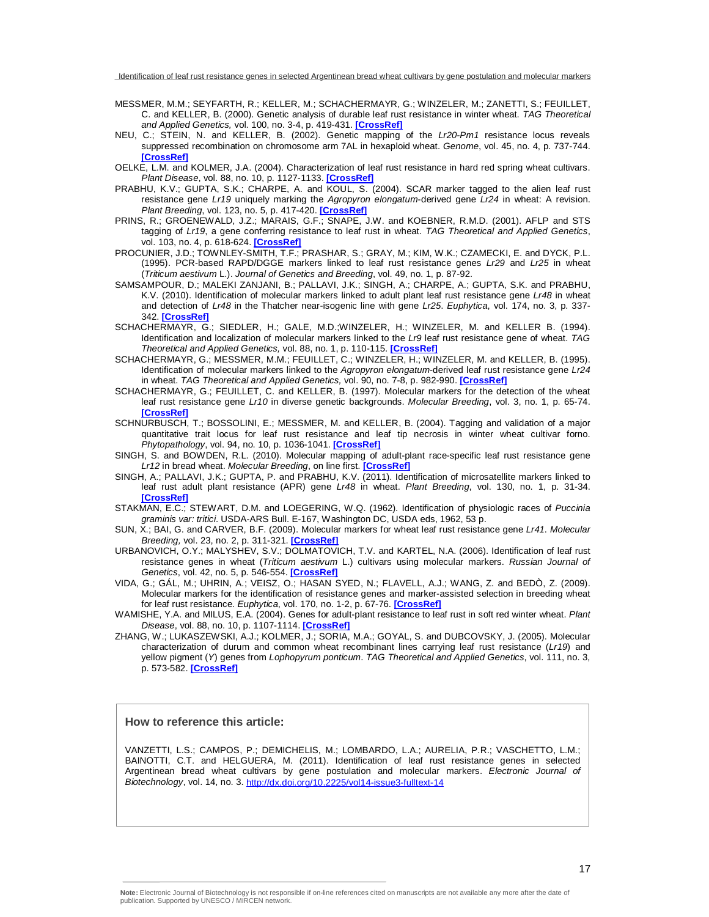MESSMER, M.M.; SEYFARTH, R.; KELLER, M.; SCHACHERMAYR, G.; WINZELER, M.; ZANETTI, S.; FEUILLET, C. and KELLER, B. (2000). Genetic analysis of durable leaf rust resistance in winter wheat. *TAG Theoretical and Applied Genetics,* vol. 100, no. 3-4, p. 419-431. **[CrossRef]**

NEU, C.; STEIN, N. and KELLER, B. (2002). Genetic mapping of the *Lr20-Pm1* resistance locus reveals suppressed recombination on chromosome arm 7AL in hexaploid wheat. *Genome*, vol. 45, no. 4, p. 737-744. **[CrossRef]**

OELKE, L.M. and KOLMER, J.A. (2004). Characterization of leaf rust resistance in hard red spring wheat cultivars. *Plant Disease*, vol. 88, no. 10, p. 1127-1133. **[CrossRef]**

PRABHU, K.V.; GUPTA, S.K.; CHARPE, A. and KOUL, S. (2004). SCAR marker tagged to the alien leaf rust resistance gene *Lr19* uniquely marking the *Agropyron elongatum*-derived gene *Lr24* in wheat: A revision. *Plant Breeding*, vol. 123, no. 5, p. 417-420. **[CrossRef]**

PRINS, R.; GROENEWALD, J.Z.; MARAIS, G.F.; SNAPE, J.W. and KOEBNER, R.M.D. (2001). AFLP and STS tagging of *Lr19*, a gene conferring resistance to leaf rust in wheat. *TAG Theoretical and Applied Genetics*, vol. 103, no. 4, p. 618-624. **[CrossRef]**

PROCUNIER, J.D.; TOWNLEY-SMITH, T.F.; PRASHAR, S.; GRAY, M.; KIM, W.K.; CZAMECKI, E. and DYCK, P.L. (1995). PCR-based RAPD/DGGE markers linked to leaf rust resistance genes *Lr29* and *Lr25* in wheat (*Triticum aestivum* L.). *Journal of Genetics and Breeding*, vol. 49, no. 1, p. 87-92.

SAMSAMPOUR, D.; MALEKI ZANJANI, B.; PALLAVI, J.K.; SINGH, A.; CHARPE, A.; GUPTA, S.K. and PRABHU, K.V. (2010). Identification of molecular markers linked to adult plant leaf rust resistance gene *Lr48* in wheat and detection of *Lr48* in the Thatcher near-isogenic line with gene *Lr25*. *Euphytica*, vol. 174, no. 3, p. 337-342. **[CrossRef]**

SCHACHERMAYR, G.; SIEDLER, H.; GALE, M.D.;WINZELER, H.; WINZELER, M. and KELLER B. (1994). Identification and localization of molecular markers linked to the *Lr9* leaf rust resistance gene of wheat. *TAG Theoretical and Applied Genetics,* vol. 88, no. 1, p. 110-115. **[CrossRef]**

SCHACHERMAYR, G.; MESSMER, M.M.; FEUILLET, C.; WINZELER, H.; WINZELER, M. and KELLER, B. (1995). Identification of molecular markers linked to the *Agropyron elongatum*-derived leaf rust resistance gene *Lr24* in wheat. *TAG Theoretical and Applied Genetics,* vol. 90, no. 7-8, p. 982-990. **[CrossRef]**

SCHACHERMAYR, G.; FEUILLET, C. and KELLER, B. (1997). Molecular markers for the detection of the wheat leaf rust resistance gene *Lr10* in diverse genetic backgrounds. *Molecular Breeding*, vol. 3, no. 1, p. 65-74. **[CrossRef]**

SCHNURBUSCH, T.; BOSSOLINI, E.; MESSMER, M. and KELLER, B. (2004). Tagging and validation of a major quantitative trait locus for leaf rust resistance and leaf tip necrosis in winter wheat cultivar forno. *Phytopathology*, vol. 94, no. 10, p. 1036-1041. **[CrossRef]**

SINGH, S. and BOWDEN, R.L. (2010). Molecular mapping of adult-plant race-specific leaf rust resistance gene *Lr12* in bread wheat. *Molecular Breeding*, on line first. **[CrossRef]**

SINGH, A.; PALLAVI, J.K.; GUPTA, P. and PRABHU, K.V. (2011). Identification of microsatellite markers linked to leaf rust adult plant resistance (APR) gene *Lr48* in wheat. *Plant Breeding*, vol. 130, no. 1, p. 31-34. **[CrossRef]**

STAKMAN, E.C.; STEWART, D.M. and LOEGERING, W.Q. (1962). Identification of physiologic races of *Puccinia graminis var: tritici*. USDA-ARS Bull. E-167, Washington DC, USDA eds, 1962, 53 p.

SUN, X.; BAI, G. and CARVER, B.F. (2009). Molecular markers for wheat leaf rust resistance gene *Lr41*. *Molecular Breeding,* vol. 23, no. 2, p. 311-321. **[CrossRef]**

URBANOVICH, O.Y.; MALYSHEV, S.V.; DOLMATOVICH, T.V. and KARTEL, N.A. (2006). Identification of leaf rust resistance genes in wheat (*Triticum aestivum* L.) cultivars using molecular markers. *Russian Journal of Genetics*, vol. 42, no. 5, p. 546-554. **[CrossRef]**

VIDA, G.; GÁL, M.; UHRIN, A.; VEISZ, O.; HASAN SYED, N.; FLAVELL, A.J.; WANG, Z. and BEDÒ, Z. (2009). Molecular markers for the identification of resistance genes and marker-assisted selection in breeding wheat for leaf rust resistance. *Euphytica*, vol. 170, no. 1-2, p. 67-76. **[CrossRef]**

WAMISHE, Y.A. and MILUS, E.A. (2004). Genes for adult-plant resistance to leaf rust in soft red winter wheat. *Plant Disease*, vol. 88, no. 10, p. 1107-1114. **[CrossRef]**

ZHANG, W.; LUKASZEWSKI, A.J.; KOLMER, J.; SORIA, M.A.; GOYAL, S. and DUBCOVSKY, J. (2005). Molecular characterization of durum and common wheat recombinant lines carrying leaf rust resistance (*Lr19*) and yellow pigment (*Y*) genes from *Lophopyrum ponticum*. *TAG Theoretical and Applied Genetics*, vol. 111, no. 3, p. 573-582. **[CrossRef]**

**How to reference this article:**

VANZETTI, L.S.; CAMPOS, P.; DEMICHELIS, M.; LOMBARDO, L.A.; AURELIA, P.R.; VASCHETTO, L.M.; BAINOTTI, C.T. and HELGUERA, M. (2011). Identification of leaf rust resistance genes in selected Argentinean bread wheat cultivars by gene postulation and molecular markers. *Electronic Journal of Biotechnology*, vol. 14, no. 3. http://dx.doi.org/10.2225/vol14-issue3-fulltext-14

**Note:** Electronic Journal of Biotechnology is not responsible if on-line references cited on manuscripts are not available any more after the date of publication. Supported by UNESCO / MIRCEN network.